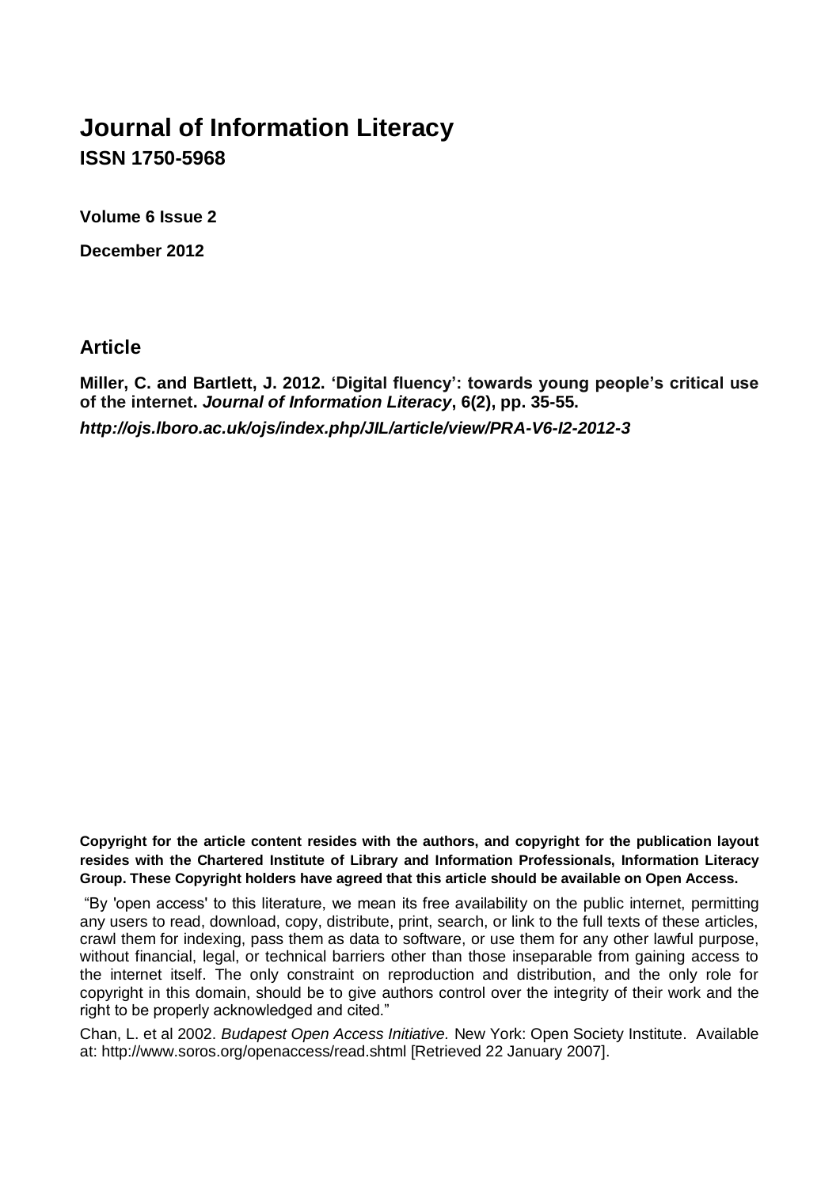# Journal of Information Literacy

**ISSN 1750-5968**

**Volume 6 Issue 2**

**December 2012**

## Article

**Miller, C. and Bartlett, J. 2012. 'Digital fluency': towards young people's critical use of the internet. *Journal of Information Literacy*, 6(2), pp. 35-55.**

***http://ojs.lboro.ac.uk/ojs/index.php/JIL/article/view/PRA-V6-I2-2012-3***

**Copyright for the article content resides with the authors, and copyright for the publication layout resides with the Chartered Institute of Library and Information Professionals, Information Literacy Group. These Copyright holders have agreed that this article should be available on Open Access.**

"By 'open access' to this literature, we mean its free availability on the public internet, permitting any users to read, download, copy, distribute, print, search, or link to the full texts of these articles, crawl them for indexing, pass them as data to software, or use them for any other lawful purpose, without financial, legal, or technical barriers other than those inseparable from gaining access to the internet itself. The only constraint on reproduction and distribution, and the only role for copyright in this domain, should be to give authors control over the integrity of their work and the right to be properly acknowledged and cited."

Chan, L. et al 2002. *Budapest Open Access Initiative.* New York: Open Society Institute. Available at: http://www.soros.org/openaccess/read.shtml [Retrieved 22 January 2007].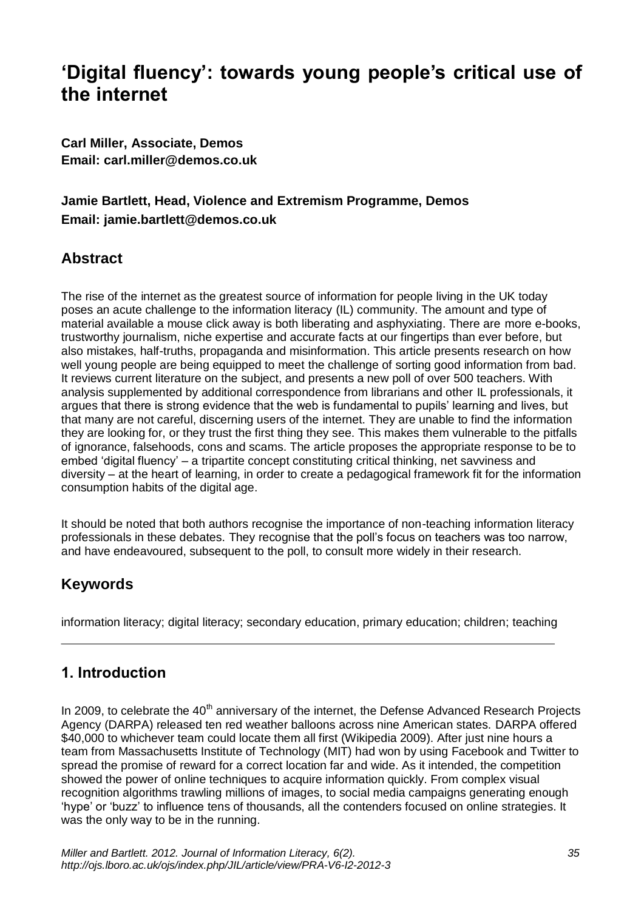# 'Digital fluency': towards young people's critical use of the internet

**Carl Miller, Associate, Demos**
**Email: carl.miller@demos.co.uk**

**Jamie Bartlett, Head, Violence and Extremism Programme, Demos**
**Email: jamie.bartlett@demos.co.uk**

## Abstract

The rise of the internet as the greatest source of information for people living in the UK today poses an acute challenge to the information literacy (IL) community. The amount and type of material available a mouse click away is both liberating and asphyxiating. There are more e-books, trustworthy journalism, niche expertise and accurate facts at our fingertips than ever before, but also mistakes, half-truths, propaganda and misinformation. This article presents research on how well young people are being equipped to meet the challenge of sorting good information from bad. It reviews current literature on the subject, and presents a new poll of over 500 teachers. With analysis supplemented by additional correspondence from librarians and other IL professionals, it argues that there is strong evidence that the web is fundamental to pupils' learning and lives, but that many are not careful, discerning users of the internet. They are unable to find the information they are looking for, or they trust the first thing they see. This makes them vulnerable to the pitfalls of ignorance, falsehoods, cons and scams. The article proposes the appropriate response to be to embed 'digital fluency' – a tripartite concept constituting critical thinking, net savviness and diversity – at the heart of learning, in order to create a pedagogical framework fit for the information consumption habits of the digital age.

It should be noted that both authors recognise the importance of non-teaching information literacy professionals in these debates. They recognise that the poll's focus on teachers was too narrow, and have endeavoured, subsequent to the poll, to consult more widely in their research.

## Keywords

information literacy; digital literacy; secondary education, primary education; children; teaching

---

## 1. Introduction

In 2009, to celebrate the 40th anniversary of the internet, the Defense Advanced Research Projects Agency (DARPA) released ten red weather balloons across nine American states. DARPA offered $40,000 to whichever team could locate them all first (Wikipedia 2009). After just nine hours a team from Massachusetts Institute of Technology (MIT) had won by using Facebook and Twitter to spread the promise of reward for a correct location far and wide. As it intended, the competition showed the power of online techniques to acquire information quickly. From complex visual recognition algorithms trawling millions of images, to social media campaigns generating enough 'hype' or 'buzz' to influence tens of thousands, all the contenders focused on online strategies. It was the only way to be in the running.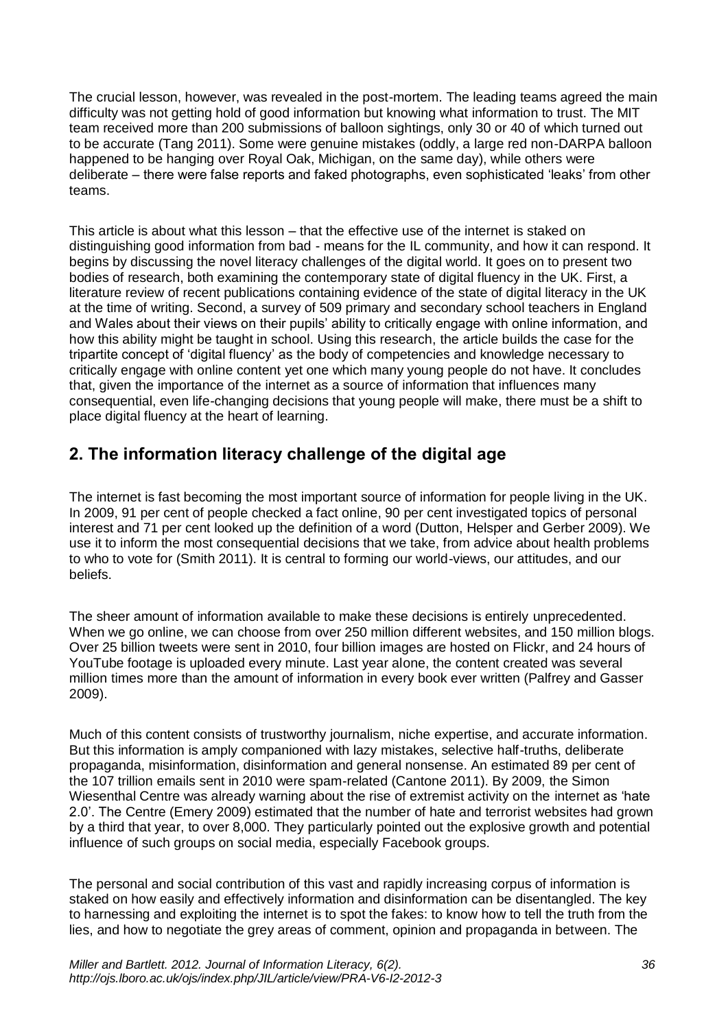The crucial lesson, however, was revealed in the post-mortem. The leading teams agreed the main difficulty was not getting hold of good information but knowing what information to trust. The MIT team received more than 200 submissions of balloon sightings, only 30 or 40 of which turned out to be accurate (Tang 2011). Some were genuine mistakes (oddly, a large red non-DARPA balloon happened to be hanging over Royal Oak, Michigan, on the same day), while others were deliberate – there were false reports and faked photographs, even sophisticated 'leaks' from other teams.

This article is about what this lesson – that the effective use of the internet is staked on distinguishing good information from bad - means for the IL community, and how it can respond. It begins by discussing the novel literacy challenges of the digital world. It goes on to present two bodies of research, both examining the contemporary state of digital fluency in the UK. First, a literature review of recent publications containing evidence of the state of digital literacy in the UK at the time of writing. Second, a survey of 509 primary and secondary school teachers in England and Wales about their views on their pupils' ability to critically engage with online information, and how this ability might be taught in school. Using this research, the article builds the case for the tripartite concept of 'digital fluency' as the body of competencies and knowledge necessary to critically engage with online content yet one which many young people do not have. It concludes that, given the importance of the internet as a source of information that influences many consequential, even life-changing decisions that young people will make, there must be a shift to place digital fluency at the heart of learning.

## 2. The information literacy challenge of the digital age

The internet is fast becoming the most important source of information for people living in the UK. In 2009, 91 per cent of people checked a fact online, 90 per cent investigated topics of personal interest and 71 per cent looked up the definition of a word (Dutton, Helsper and Gerber 2009). We use it to inform the most consequential decisions that we take, from advice about health problems to who to vote for (Smith 2011). It is central to forming our world-views, our attitudes, and our beliefs.

The sheer amount of information available to make these decisions is entirely unprecedented. When we go online, we can choose from over 250 million different websites, and 150 million blogs. Over 25 billion tweets were sent in 2010, four billion images are hosted on Flickr, and 24 hours of YouTube footage is uploaded every minute. Last year alone, the content created was several million times more than the amount of information in every book ever written (Palfrey and Gasser 2009).

Much of this content consists of trustworthy journalism, niche expertise, and accurate information. But this information is amply companioned with lazy mistakes, selective half-truths, deliberate propaganda, misinformation, disinformation and general nonsense. An estimated 89 per cent of the 107 trillion emails sent in 2010 were spam-related (Cantone 2011). By 2009, the Simon Wiesenthal Centre was already warning about the rise of extremist activity on the internet as 'hate 2.0'. The Centre (Emery 2009) estimated that the number of hate and terrorist websites had grown by a third that year, to over 8,000. They particularly pointed out the explosive growth and potential influence of such groups on social media, especially Facebook groups.

The personal and social contribution of this vast and rapidly increasing corpus of information is staked on how easily and effectively information and disinformation can be disentangled. The key to harnessing and exploiting the internet is to spot the fakes: to know how to tell the truth from the lies, and how to negotiate the grey areas of comment, opinion and propaganda in between. The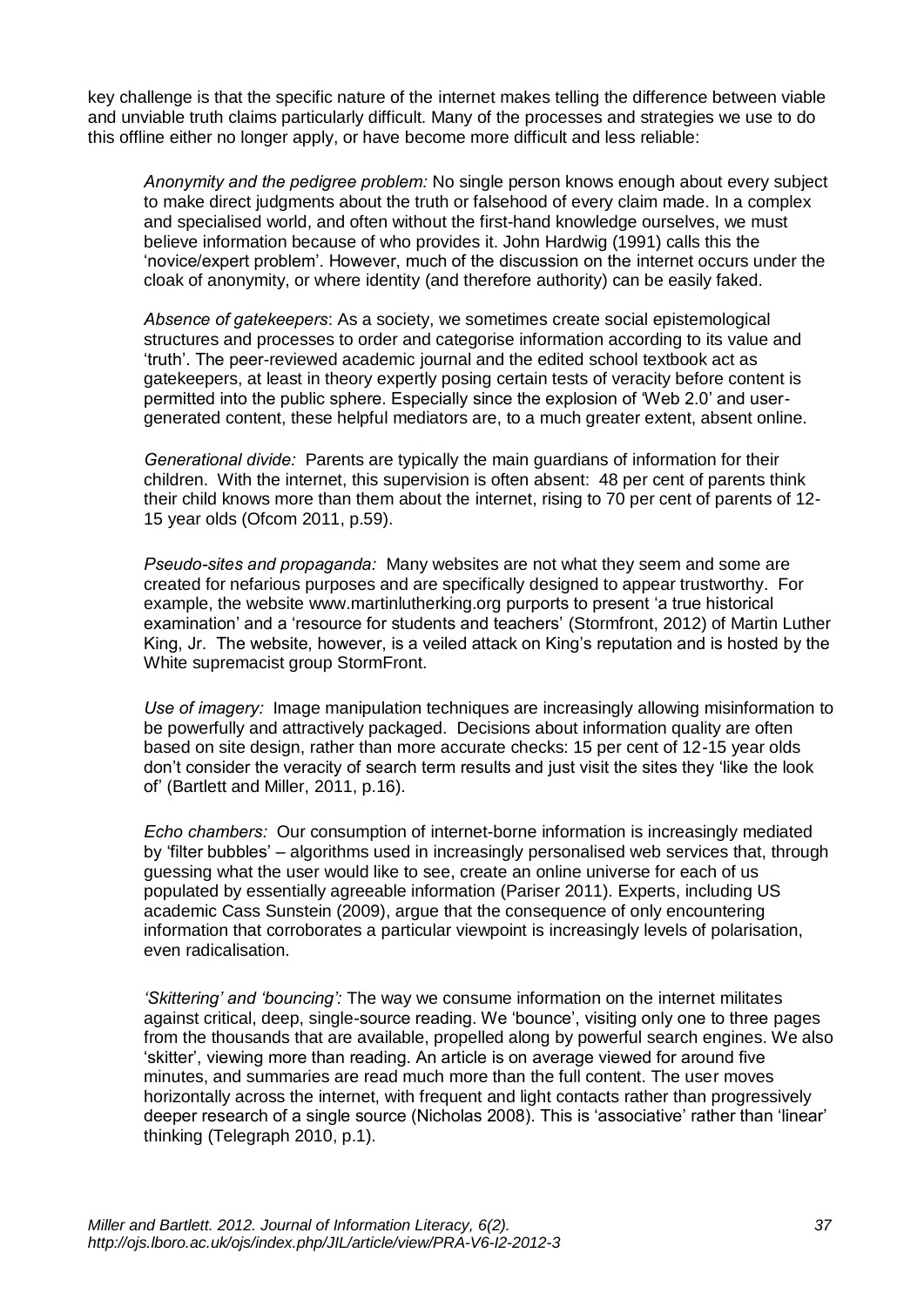key challenge is that the specific nature of the internet makes telling the difference between viable and unviable truth claims particularly difficult. Many of the processes and strategies we use to do this offline either no longer apply, or have become more difficult and less reliable:

> *Anonymity and the pedigree problem:* No single person knows enough about every subject to make direct judgments about the truth or falsehood of every claim made. In a complex and specialised world, and often without the first-hand knowledge ourselves, we must believe information because of who provides it. John Hardwig (1991) calls this the 'novice/expert problem'. However, much of the discussion on the internet occurs under the cloak of anonymity, or where identity (and therefore authority) can be easily faked.
>
> *Absence of gatekeepers*: As a society, we sometimes create social epistemological structures and processes to order and categorise information according to its value and 'truth'. The peer-reviewed academic journal and the edited school textbook act as gatekeepers, at least in theory expertly posing certain tests of veracity before content is permitted into the public sphere. Especially since the explosion of 'Web 2.0' and user-generated content, these helpful mediators are, to a much greater extent, absent online.
>
> *Generational divide:* Parents are typically the main guardians of information for their children. With the internet, this supervision is often absent: 48 per cent of parents think their child knows more than them about the internet, rising to 70 per cent of parents of 12-15 year olds (Ofcom 2011, p.59).
>
> *Pseudo-sites and propaganda:* Many websites are not what they seem and some are created for nefarious purposes and are specifically designed to appear trustworthy. For example, the website www.martinlutherking.org purports to present 'a true historical examination' and a 'resource for students and teachers' (Stormfront, 2012) of Martin Luther King, Jr. The website, however, is a veiled attack on King's reputation and is hosted by the White supremacist group StormFront.
>
> *Use of imagery:* Image manipulation techniques are increasingly allowing misinformation to be powerfully and attractively packaged. Decisions about information quality are often based on site design, rather than more accurate checks: 15 per cent of 12-15 year olds don't consider the veracity of search term results and just visit the sites they 'like the look of' (Bartlett and Miller, 2011, p.16).
>
> *Echo chambers:* Our consumption of internet-borne information is increasingly mediated by 'filter bubbles' – algorithms used in increasingly personalised web services that, through guessing what the user would like to see, create an online universe for each of us populated by essentially agreeable information (Pariser 2011). Experts, including US academic Cass Sunstein (2009), argue that the consequence of only encountering information that corroborates a particular viewpoint is increasingly levels of polarisation, even radicalisation.
>
> *'Skittering' and 'bouncing':* The way we consume information on the internet militates against critical, deep, single-source reading. We 'bounce', visiting only one to three pages from the thousands that are available, propelled along by powerful search engines. We also 'skitter', viewing more than reading. An article is on average viewed for around five minutes, and summaries are read much more than the full content. The user moves horizontally across the internet, with frequent and light contacts rather than progressively deeper research of a single source (Nicholas 2008). This is 'associative' rather than 'linear' thinking (Telegraph 2010, p.1).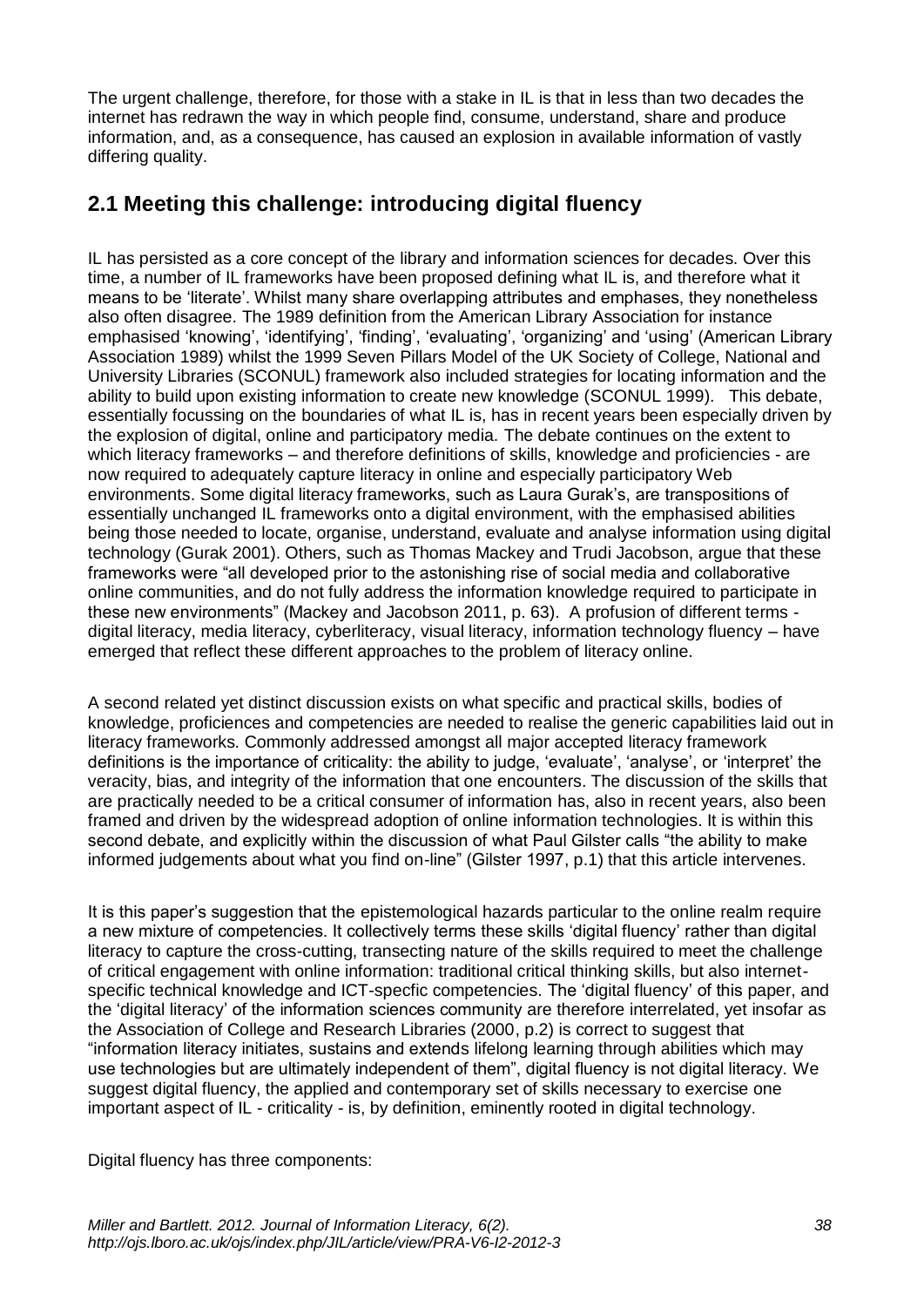The urgent challenge, therefore, for those with a stake in IL is that in less than two decades the internet has redrawn the way in which people find, consume, understand, share and produce information, and, as a consequence, has caused an explosion in available information of vastly differing quality.

## 2.1 Meeting this challenge: introducing digital fluency

IL has persisted as a core concept of the library and information sciences for decades. Over this time, a number of IL frameworks have been proposed defining what IL is, and therefore what it means to be 'literate'. Whilst many share overlapping attributes and emphases, they nonetheless also often disagree. The 1989 definition from the American Library Association for instance emphasised 'knowing', 'identifying', 'finding', 'evaluating', 'organizing' and 'using' (American Library Association 1989) whilst the 1999 Seven Pillars Model of the UK Society of College, National and University Libraries (SCONUL) framework also included strategies for locating information and the ability to build upon existing information to create new knowledge (SCONUL 1999). This debate, essentially focussing on the boundaries of what IL is, has in recent years been especially driven by the explosion of digital, online and participatory media. The debate continues on the extent to which literacy frameworks – and therefore definitions of skills, knowledge and proficiencies - are now required to adequately capture literacy in online and especially participatory Web environments. Some digital literacy frameworks, such as Laura Gurak's, are transpositions of essentially unchanged IL frameworks onto a digital environment, with the emphasised abilities being those needed to locate, organise, understand, evaluate and analyse information using digital technology (Gurak 2001). Others, such as Thomas Mackey and Trudi Jacobson, argue that these frameworks were "all developed prior to the astonishing rise of social media and collaborative online communities, and do not fully address the information knowledge required to participate in these new environments" (Mackey and Jacobson 2011, p. 63). A profusion of different terms - digital literacy, media literacy, cyberliteracy, visual literacy, information technology fluency – have emerged that reflect these different approaches to the problem of literacy online.

A second related yet distinct discussion exists on what specific and practical skills, bodies of knowledge, proficiences and competencies are needed to realise the generic capabilities laid out in literacy frameworks. Commonly addressed amongst all major accepted literacy framework definitions is the importance of criticality: the ability to judge, 'evaluate', 'analyse', or 'interpret' the veracity, bias, and integrity of the information that one encounters. The discussion of the skills that are practically needed to be a critical consumer of information has, also in recent years, also been framed and driven by the widespread adoption of online information technologies. It is within this second debate, and explicitly within the discussion of what Paul Gilster calls "the ability to make informed judgements about what you find on-line" (Gilster 1997, p.1) that this article intervenes.

It is this paper's suggestion that the epistemological hazards particular to the online realm require a new mixture of competencies. It collectively terms these skills 'digital fluency' rather than digital literacy to capture the cross-cutting, transecting nature of the skills required to meet the challenge of critical engagement with online information: traditional critical thinking skills, but also internet-specific technical knowledge and ICT-specfic competencies. The 'digital fluency' of this paper, and the 'digital literacy' of the information sciences community are therefore interrelated, yet insofar as the Association of College and Research Libraries (2000, p.2) is correct to suggest that "information literacy initiates, sustains and extends lifelong learning through abilities which may use technologies but are ultimately independent of them", digital fluency is not digital literacy. We suggest digital fluency, the applied and contemporary set of skills necessary to exercise one important aspect of IL - criticality - is, by definition, eminently rooted in digital technology.

Digital fluency has three components: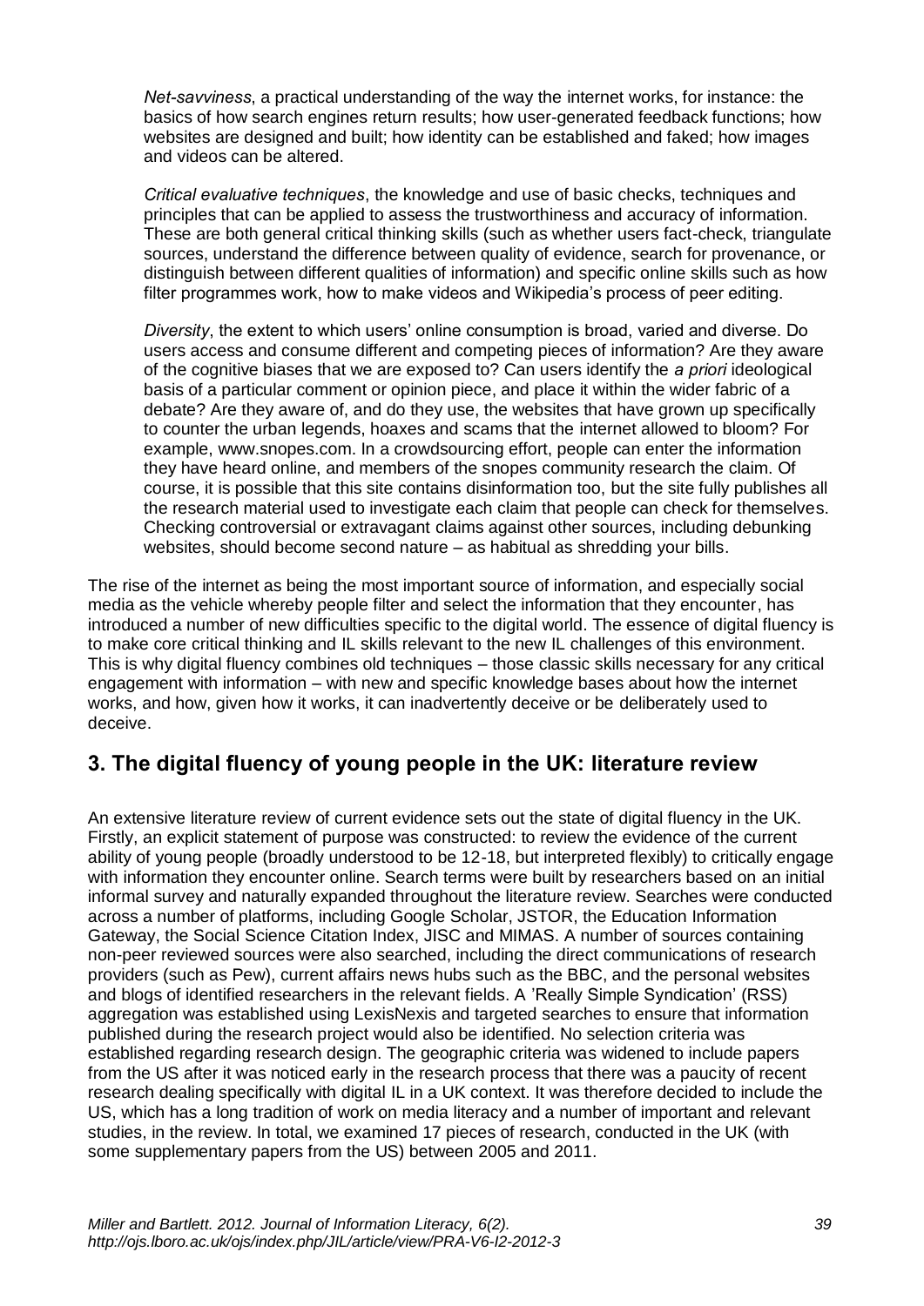*Net-savviness*, a practical understanding of the way the internet works, for instance: the basics of how search engines return results; how user-generated feedback functions; how websites are designed and built; how identity can be established and faked; how images and videos can be altered.

*Critical evaluative techniques*, the knowledge and use of basic checks, techniques and principles that can be applied to assess the trustworthiness and accuracy of information. These are both general critical thinking skills (such as whether users fact-check, triangulate sources, understand the difference between quality of evidence, search for provenance, or distinguish between different qualities of information) and specific online skills such as how filter programmes work, how to make videos and Wikipedia's process of peer editing.

*Diversity*, the extent to which users' online consumption is broad, varied and diverse. Do users access and consume different and competing pieces of information? Are they aware of the cognitive biases that we are exposed to? Can users identify the *a priori* ideological basis of a particular comment or opinion piece, and place it within the wider fabric of a debate? Are they aware of, and do they use, the websites that have grown up specifically to counter the urban legends, hoaxes and scams that the internet allowed to bloom? For example, www.snopes.com. In a crowdsourcing effort, people can enter the information they have heard online, and members of the snopes community research the claim. Of course, it is possible that this site contains disinformation too, but the site fully publishes all the research material used to investigate each claim that people can check for themselves. Checking controversial or extravagant claims against other sources, including debunking websites, should become second nature – as habitual as shredding your bills.

The rise of the internet as being the most important source of information, and especially social media as the vehicle whereby people filter and select the information that they encounter, has introduced a number of new difficulties specific to the digital world. The essence of digital fluency is to make core critical thinking and IL skills relevant to the new IL challenges of this environment. This is why digital fluency combines old techniques – those classic skills necessary for any critical engagement with information – with new and specific knowledge bases about how the internet works, and how, given how it works, it can inadvertently deceive or be deliberately used to deceive.

## 3. The digital fluency of young people in the UK: literature review

An extensive literature review of current evidence sets out the state of digital fluency in the UK. Firstly, an explicit statement of purpose was constructed: to review the evidence of the current ability of young people (broadly understood to be 12-18, but interpreted flexibly) to critically engage with information they encounter online. Search terms were built by researchers based on an initial informal survey and naturally expanded throughout the literature review. Searches were conducted across a number of platforms, including Google Scholar, JSTOR, the Education Information Gateway, the Social Science Citation Index, JISC and MIMAS. A number of sources containing non-peer reviewed sources were also searched, including the direct communications of research providers (such as Pew), current affairs news hubs such as the BBC, and the personal websites and blogs of identified researchers in the relevant fields. A 'Really Simple Syndication' (RSS) aggregation was established using LexisNexis and targeted searches to ensure that information published during the research project would also be identified. No selection criteria was established regarding research design. The geographic criteria was widened to include papers from the US after it was noticed early in the research process that there was a paucity of recent research dealing specifically with digital IL in a UK context. It was therefore decided to include the US, which has a long tradition of work on media literacy and a number of important and relevant studies, in the review. In total, we examined 17 pieces of research, conducted in the UK (with some supplementary papers from the US) between 2005 and 2011.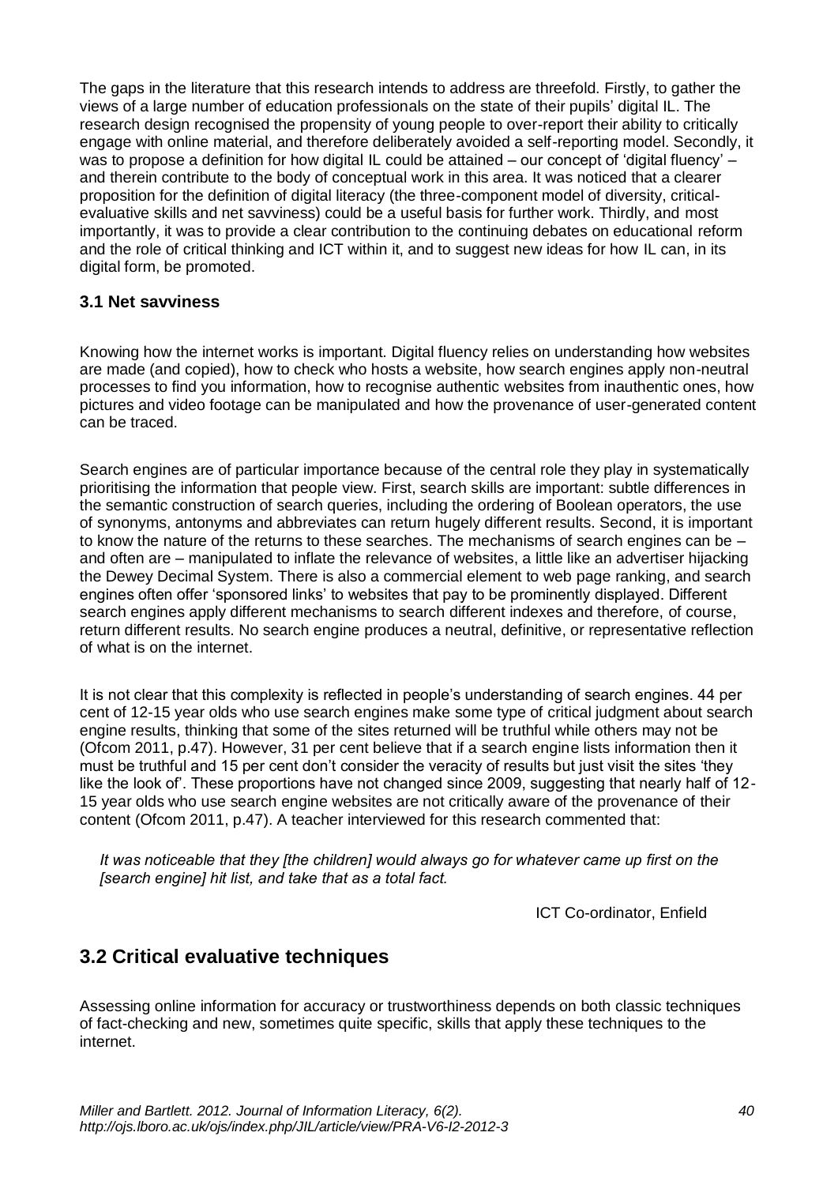The gaps in the literature that this research intends to address are threefold. Firstly, to gather the views of a large number of education professionals on the state of their pupils' digital IL. The research design recognised the propensity of young people to over-report their ability to critically engage with online material, and therefore deliberately avoided a self-reporting model. Secondly, it was to propose a definition for how digital IL could be attained – our concept of 'digital fluency' – and therein contribute to the body of conceptual work in this area. It was noticed that a clearer proposition for the definition of digital literacy (the three-component model of diversity, critical-evaluative skills and net savviness) could be a useful basis for further work. Thirdly, and most importantly, it was to provide a clear contribution to the continuing debates on educational reform and the role of critical thinking and ICT within it, and to suggest new ideas for how IL can, in its digital form, be promoted.

### 3.1 Net savviness

Knowing how the internet works is important. Digital fluency relies on understanding how websites are made (and copied), how to check who hosts a website, how search engines apply non-neutral processes to find you information, how to recognise authentic websites from inauthentic ones, how pictures and video footage can be manipulated and how the provenance of user-generated content can be traced.

Search engines are of particular importance because of the central role they play in systematically prioritising the information that people view. First, search skills are important: subtle differences in the semantic construction of search queries, including the ordering of Boolean operators, the use of synonyms, antonyms and abbreviates can return hugely different results. Second, it is important to know the nature of the returns to these searches. The mechanisms of search engines can be – and often are – manipulated to inflate the relevance of websites, a little like an advertiser hijacking the Dewey Decimal System. There is also a commercial element to web page ranking, and search engines often offer 'sponsored links' to websites that pay to be prominently displayed. Different search engines apply different mechanisms to search different indexes and therefore, of course, return different results. No search engine produces a neutral, definitive, or representative reflection of what is on the internet.

It is not clear that this complexity is reflected in people's understanding of search engines. 44 per cent of 12-15 year olds who use search engines make some type of critical judgment about search engine results, thinking that some of the sites returned will be truthful while others may not be (Ofcom 2011, p.47). However, 31 per cent believe that if a search engine lists information then it must be truthful and 15 per cent don't consider the veracity of results but just visit the sites 'they like the look of'. These proportions have not changed since 2009, suggesting that nearly half of 12-15 year olds who use search engine websites are not critically aware of the provenance of their content (Ofcom 2011, p.47). A teacher interviewed for this research commented that:

> *It was noticeable that they [the children] would always go for whatever came up first on the [search engine] hit list, and take that as a total fact.*
>
> ICT Co-ordinator, Enfield

## 3.2 Critical evaluative techniques

Assessing online information for accuracy or trustworthiness depends on both classic techniques of fact-checking and new, sometimes quite specific, skills that apply these techniques to the internet.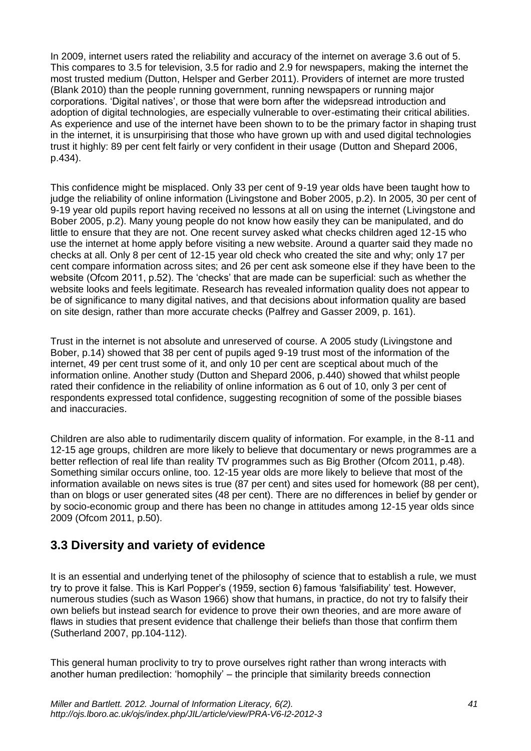In 2009, internet users rated the reliability and accuracy of the internet on average 3.6 out of 5. This compares to 3.5 for television, 3.5 for radio and 2.9 for newspapers, making the internet the most trusted medium (Dutton, Helsper and Gerber 2011). Providers of internet are more trusted (Blank 2010) than the people running government, running newspapers or running major corporations. 'Digital natives', or those that were born after the widespread introduction and adoption of digital technologies, are especially vulnerable to over-estimating their critical abilities. As experience and use of the internet have been shown to to be the primary factor in shaping trust in the internet, it is unsurpirising that those who have grown up with and used digital technologies trust it highly: 89 per cent felt fairly or very confident in their usage (Dutton and Shepard 2006, p.434).

This confidence might be misplaced. Only 33 per cent of 9-19 year olds have been taught how to judge the reliability of online information (Livingstone and Bober 2005, p.2). In 2005, 30 per cent of 9-19 year old pupils report having received no lessons at all on using the internet (Livingstone and Bober 2005, p.2). Many young people do not know how easily they can be manipulated, and do little to ensure that they are not. One recent survey asked what checks children aged 12-15 who use the internet at home apply before visiting a new website. Around a quarter said they made no checks at all. Only 8 per cent of 12-15 year old check who created the site and why; only 17 per cent compare information across sites; and 26 per cent ask someone else if they have been to the website (Ofcom 2011, p.52). The 'checks' that are made can be superficial: such as whether the website looks and feels legitimate. Research has revealed information quality does not appear to be of significance to many digital natives, and that decisions about information quality are based on site design, rather than more accurate checks (Palfrey and Gasser 2009, p. 161).

Trust in the internet is not absolute and unreserved of course. A 2005 study (Livingstone and Bober, p.14) showed that 38 per cent of pupils aged 9-19 trust most of the information of the internet, 49 per cent trust some of it, and only 10 per cent are sceptical about much of the information online. Another study (Dutton and Shepard 2006, p.440) showed that whilst people rated their confidence in the reliability of online information as 6 out of 10, only 3 per cent of respondents expressed total confidence, suggesting recognition of some of the possible biases and inaccuracies.

Children are also able to rudimentarily discern quality of information. For example, in the 8-11 and 12-15 age groups, children are more likely to believe that documentary or news programmes are a better reflection of real life than reality TV programmes such as Big Brother (Ofcom 2011, p.48). Something similar occurs online, too. 12-15 year olds are more likely to believe that most of the information available on news sites is true (87 per cent) and sites used for homework (88 per cent), than on blogs or user generated sites (48 per cent). There are no differences in belief by gender or by socio-economic group and there has been no change in attitudes among 12-15 year olds since 2009 (Ofcom 2011, p.50).

## 3.3 Diversity and variety of evidence

It is an essential and underlying tenet of the philosophy of science that to establish a rule, we must try to prove it false. This is Karl Popper's (1959, section 6) famous 'falsifiability' test. However, numerous studies (such as Wason 1966) show that humans, in practice, do not try to falsify their own beliefs but instead search for evidence to prove their own theories, and are more aware of flaws in studies that present evidence that challenge their beliefs than those that confirm them (Sutherland 2007, pp.104-112).

This general human proclivity to try to prove ourselves right rather than wrong interacts with another human predilection: 'homophily' – the principle that similarity breeds connection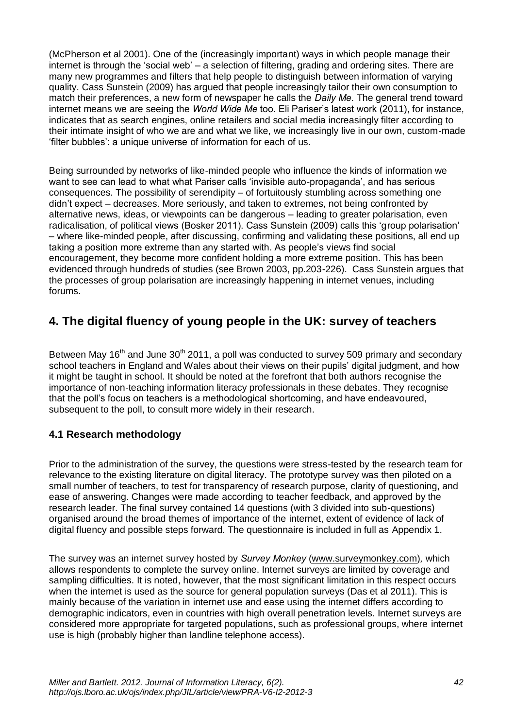(McPherson et al 2001). One of the (increasingly important) ways in which people manage their internet is through the 'social web' – a selection of filtering, grading and ordering sites. There are many new programmes and filters that help people to distinguish between information of varying quality. Cass Sunstein (2009) has argued that people increasingly tailor their own consumption to match their preferences, a new form of newspaper he calls the *Daily Me.* The general trend toward internet means we are seeing the *World Wide Me* too. Eli Pariser's latest work (2011), for instance, indicates that as search engines, online retailers and social media increasingly filter according to their intimate insight of who we are and what we like, we increasingly live in our own, custom-made 'filter bubbles': a unique universe of information for each of us.

Being surrounded by networks of like-minded people who influence the kinds of information we want to see can lead to what what Pariser calls 'invisible auto-propaganda', and has serious consequences. The possibility of serendipity – of fortuitously stumbling across something one didn't expect – decreases. More seriously, and taken to extremes, not being confronted by alternative news, ideas, or viewpoints can be dangerous – leading to greater polarisation, even radicalisation, of political views (Bosker 2011). Cass Sunstein (2009) calls this 'group polarisation' – where like-minded people, after discussing, confirming and validating these positions, all end up taking a position more extreme than any started with. As people's views find social encouragement, they become more confident holding a more extreme position. This has been evidenced through hundreds of studies (see Brown 2003, pp.203-226). Cass Sunstein argues that the processes of group polarisation are increasingly happening in internet venues, including forums.

## 4. The digital fluency of young people in the UK: survey of teachers

Between May 16th and June 30th 2011, a poll was conducted to survey 509 primary and secondary school teachers in England and Wales about their views on their pupils' digital judgment, and how it might be taught in school. It should be noted at the forefront that both authors recognise the importance of non-teaching information literacy professionals in these debates. They recognise that the poll's focus on teachers is a methodological shortcoming, and have endeavoured, subsequent to the poll, to consult more widely in their research.

### 4.1 Research methodology

Prior to the administration of the survey, the questions were stress-tested by the research team for relevance to the existing literature on digital literacy. The prototype survey was then piloted on a small number of teachers, to test for transparency of research purpose, clarity of questioning, and ease of answering. Changes were made according to teacher feedback, and approved by the research leader. The final survey contained 14 questions (with 3 divided into sub-questions) organised around the broad themes of importance of the internet, extent of evidence of lack of digital fluency and possible steps forward. The questionnaire is included in full as Appendix 1.

The survey was an internet survey hosted by *Survey Monkey* (www.surveymonkey.com)*,* which allows respondents to complete the survey online. Internet surveys are limited by coverage and sampling difficulties. It is noted, however, that the most significant limitation in this respect occurs when the internet is used as the source for general population surveys (Das et al 2011). This is mainly because of the variation in internet use and ease using the internet differs according to demographic indicators, even in countries with high overall penetration levels. Internet surveys are considered more appropriate for targeted populations, such as professional groups, where internet use is high (probably higher than landline telephone access).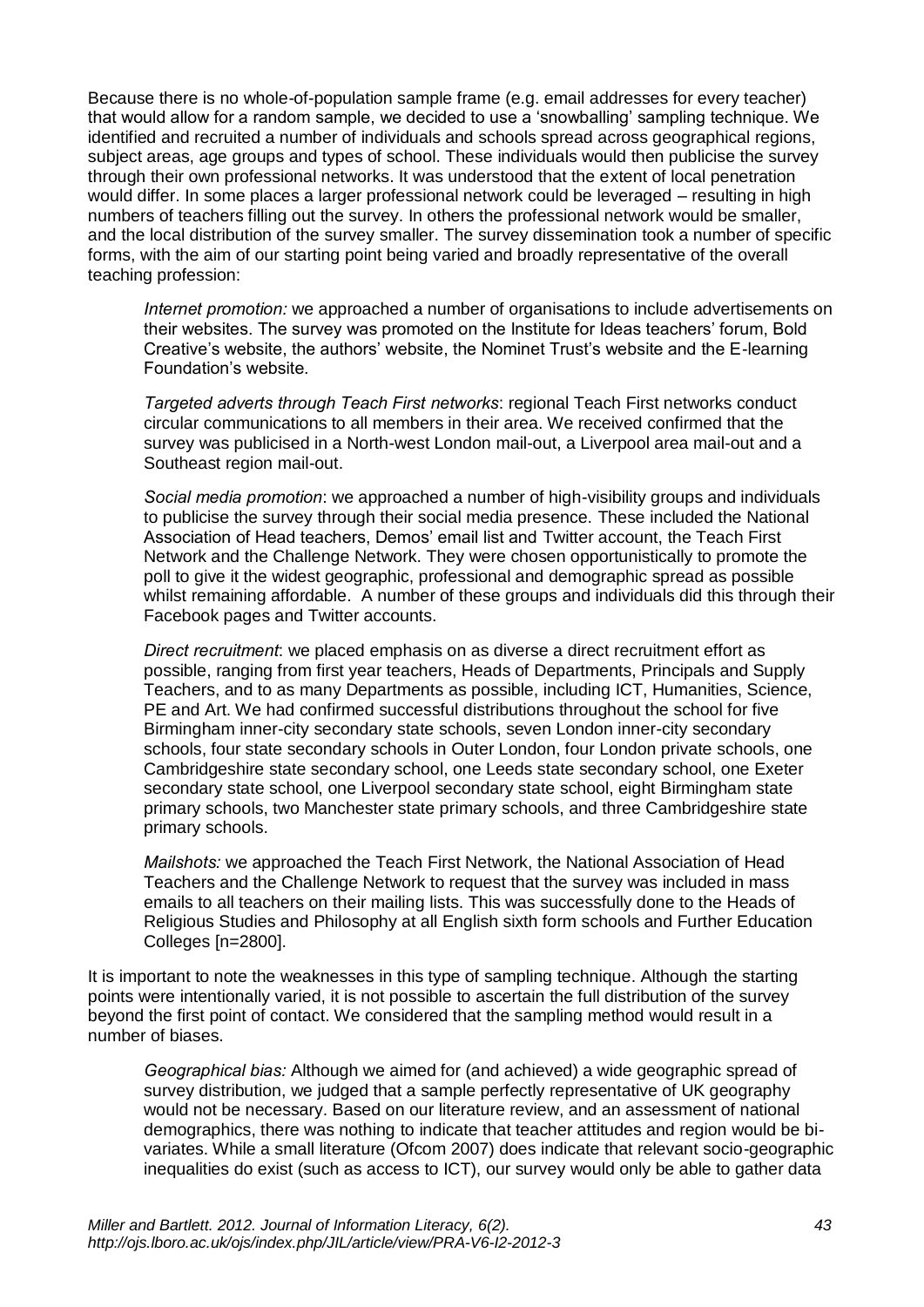Because there is no whole-of-population sample frame (e.g. email addresses for every teacher) that would allow for a random sample, we decided to use a 'snowballing' sampling technique. We identified and recruited a number of individuals and schools spread across geographical regions, subject areas, age groups and types of school. These individuals would then publicise the survey through their own professional networks. It was understood that the extent of local penetration would differ. In some places a larger professional network could be leveraged – resulting in high numbers of teachers filling out the survey. In others the professional network would be smaller, and the local distribution of the survey smaller. The survey dissemination took a number of specific forms, with the aim of our starting point being varied and broadly representative of the overall teaching profession:

> *Internet promotion:* we approached a number of organisations to include advertisements on their websites. The survey was promoted on the Institute for Ideas teachers' forum, Bold Creative's website, the authors' website, the Nominet Trust's website and the E-learning Foundation's website.
>
> *Targeted adverts through Teach First networks*: regional Teach First networks conduct circular communications to all members in their area. We received confirmed that the survey was publicised in a North-west London mail-out, a Liverpool area mail-out and a Southeast region mail-out.
>
> *Social media promotion*: we approached a number of high-visibility groups and individuals to publicise the survey through their social media presence. These included the National Association of Head teachers, Demos' email list and Twitter account, the Teach First Network and the Challenge Network. They were chosen opportunistically to promote the poll to give it the widest geographic, professional and demographic spread as possible whilst remaining affordable. A number of these groups and individuals did this through their Facebook pages and Twitter accounts.
>
> *Direct recruitment*: we placed emphasis on as diverse a direct recruitment effort as possible, ranging from first year teachers, Heads of Departments, Principals and Supply Teachers, and to as many Departments as possible, including ICT, Humanities, Science, PE and Art. We had confirmed successful distributions throughout the school for five Birmingham inner-city secondary state schools, seven London inner-city secondary schools, four state secondary schools in Outer London, four London private schools, one Cambridgeshire state secondary school, one Leeds state secondary school, one Exeter secondary state school, one Liverpool secondary state school, eight Birmingham state primary schools, two Manchester state primary schools, and three Cambridgeshire state primary schools.
>
> *Mailshots:* we approached the Teach First Network, the National Association of Head Teachers and the Challenge Network to request that the survey was included in mass emails to all teachers on their mailing lists. This was successfully done to the Heads of Religious Studies and Philosophy at all English sixth form schools and Further Education Colleges [n=2800].

It is important to note the weaknesses in this type of sampling technique. Although the starting points were intentionally varied, it is not possible to ascertain the full distribution of the survey beyond the first point of contact. We considered that the sampling method would result in a number of biases.

> *Geographical bias:* Although we aimed for (and achieved) a wide geographic spread of survey distribution, we judged that a sample perfectly representative of UK geography would not be necessary. Based on our literature review, and an assessment of national demographics, there was nothing to indicate that teacher attitudes and region would be bi-variates. While a small literature (Ofcom 2007) does indicate that relevant socio-geographic inequalities do exist (such as access to ICT), our survey would only be able to gather data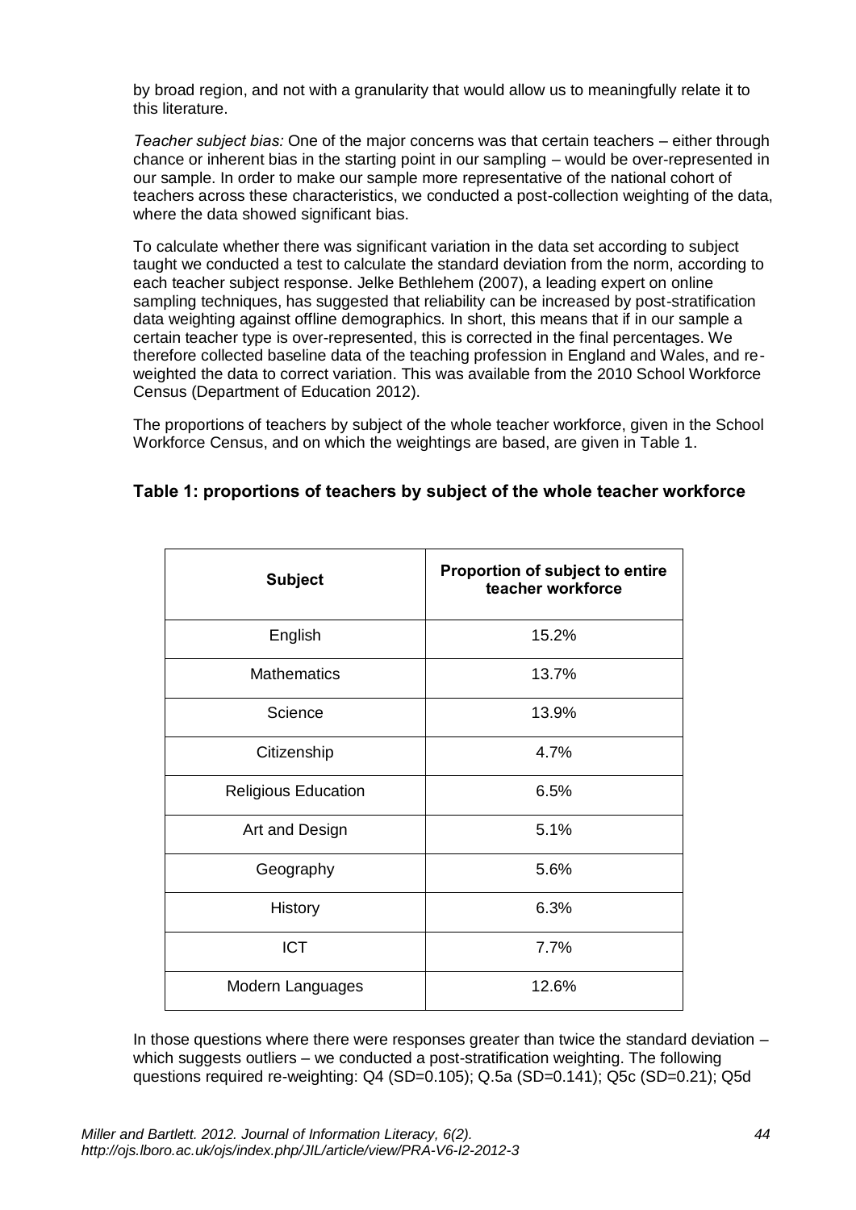by broad region, and not with a granularity that would allow us to meaningfully relate it to this literature.

*Teacher subject bias:* One of the major concerns was that certain teachers – either through chance or inherent bias in the starting point in our sampling – would be over-represented in our sample. In order to make our sample more representative of the national cohort of teachers across these characteristics, we conducted a post-collection weighting of the data, where the data showed significant bias.

To calculate whether there was significant variation in the data set according to subject taught we conducted a test to calculate the standard deviation from the norm, according to each teacher subject response. Jelke Bethlehem (2007), a leading expert on online sampling techniques, has suggested that reliability can be increased by post-stratification data weighting against offline demographics. In short, this means that if in our sample a certain teacher type is over-represented, this is corrected in the final percentages. We therefore collected baseline data of the teaching profession in England and Wales, and re-weighted the data to correct variation. This was available from the 2010 School Workforce Census (Department of Education 2012).

The proportions of teachers by subject of the whole teacher workforce, given in the School Workforce Census, and on which the weightings are based, are given in Table 1.

### Table 1: proportions of teachers by subject of the whole teacher workforce

| Subject | Proportion of subject to entire teacher workforce |
|---|---|
| English | 15.2% |
| Mathematics | 13.7% |
| Science | 13.9% |
| Citizenship | 4.7% |
| Religious Education | 6.5% |
| Art and Design | 5.1% |
| Geography | 5.6% |
| History | 6.3% |
| ICT | 7.7% |
| Modern Languages | 12.6% |

In those questions where there were responses greater than twice the standard deviation – which suggests outliers – we conducted a post-stratification weighting. The following questions required re-weighting: Q4 (SD=0.105); Q.5a (SD=0.141); Q5c (SD=0.21); Q5d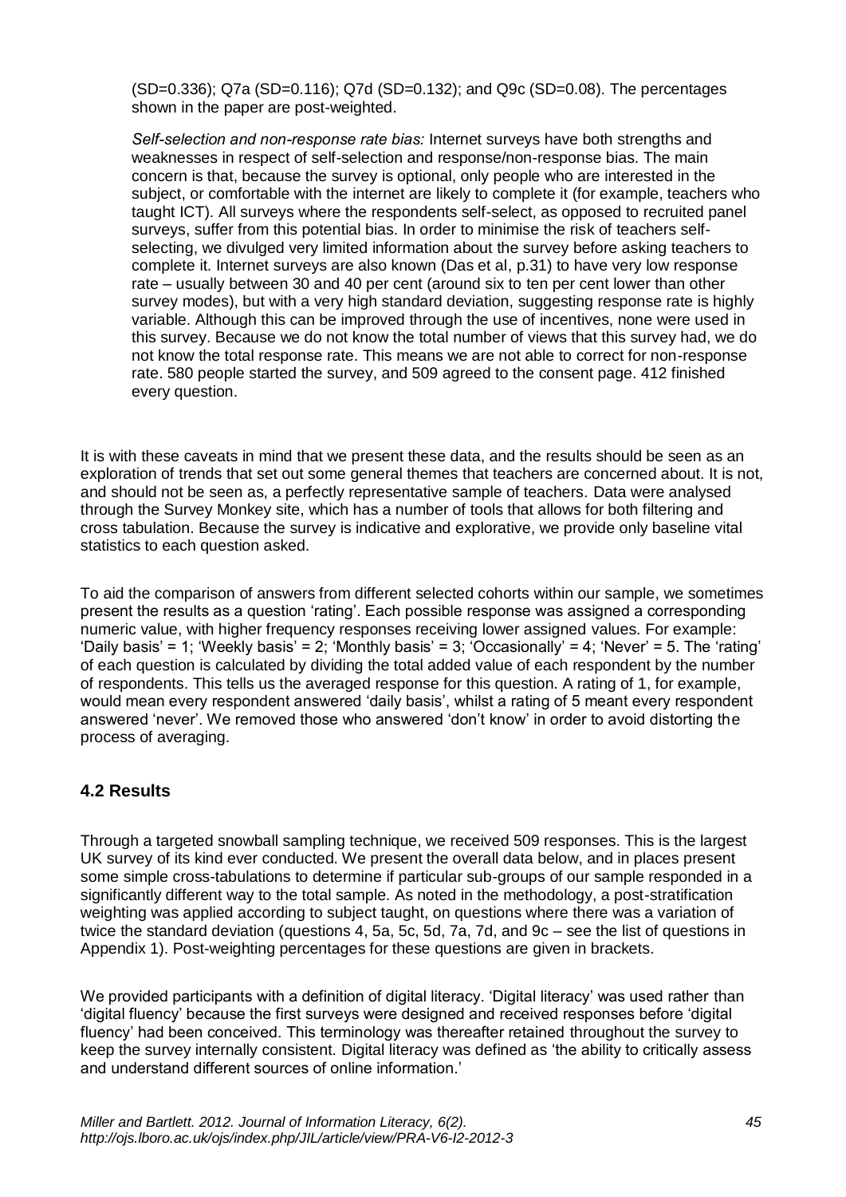(SD=0.336); Q7a (SD=0.116); Q7d (SD=0.132); and Q9c (SD=0.08). The percentages shown in the paper are post-weighted.

*Self-selection and non-response rate bias:* Internet surveys have both strengths and weaknesses in respect of self-selection and response/non-response bias. The main concern is that, because the survey is optional, only people who are interested in the subject, or comfortable with the internet are likely to complete it (for example, teachers who taught ICT). All surveys where the respondents self-select, as opposed to recruited panel surveys, suffer from this potential bias. In order to minimise the risk of teachers self-selecting, we divulged very limited information about the survey before asking teachers to complete it. Internet surveys are also known (Das et al, p.31) to have very low response rate – usually between 30 and 40 per cent (around six to ten per cent lower than other survey modes), but with a very high standard deviation, suggesting response rate is highly variable. Although this can be improved through the use of incentives, none were used in this survey. Because we do not know the total number of views that this survey had, we do not know the total response rate. This means we are not able to correct for non-response rate. 580 people started the survey, and 509 agreed to the consent page. 412 finished every question.

It is with these caveats in mind that we present these data, and the results should be seen as an exploration of trends that set out some general themes that teachers are concerned about. It is not, and should not be seen as, a perfectly representative sample of teachers. Data were analysed through the Survey Monkey site, which has a number of tools that allows for both filtering and cross tabulation. Because the survey is indicative and explorative, we provide only baseline vital statistics to each question asked.

To aid the comparison of answers from different selected cohorts within our sample, we sometimes present the results as a question 'rating'. Each possible response was assigned a corresponding numeric value, with higher frequency responses receiving lower assigned values. For example: 'Daily basis' = 1; 'Weekly basis' = 2; 'Monthly basis' = 3; 'Occasionally' = 4; 'Never' = 5. The 'rating' of each question is calculated by dividing the total added value of each respondent by the number of respondents. This tells us the averaged response for this question. A rating of 1, for example, would mean every respondent answered 'daily basis', whilst a rating of 5 meant every respondent answered 'never'. We removed those who answered 'don't know' in order to avoid distorting the process of averaging.

## 4.2 Results

Through a targeted snowball sampling technique, we received 509 responses. This is the largest UK survey of its kind ever conducted. We present the overall data below, and in places present some simple cross-tabulations to determine if particular sub-groups of our sample responded in a significantly different way to the total sample. As noted in the methodology, a post-stratification weighting was applied according to subject taught, on questions where there was a variation of twice the standard deviation (questions 4, 5a, 5c, 5d, 7a, 7d, and 9c – see the list of questions in Appendix 1). Post-weighting percentages for these questions are given in brackets.

We provided participants with a definition of digital literacy. 'Digital literacy' was used rather than 'digital fluency' because the first surveys were designed and received responses before 'digital fluency' had been conceived. This terminology was thereafter retained throughout the survey to keep the survey internally consistent. Digital literacy was defined as 'the ability to critically assess and understand different sources of online information.'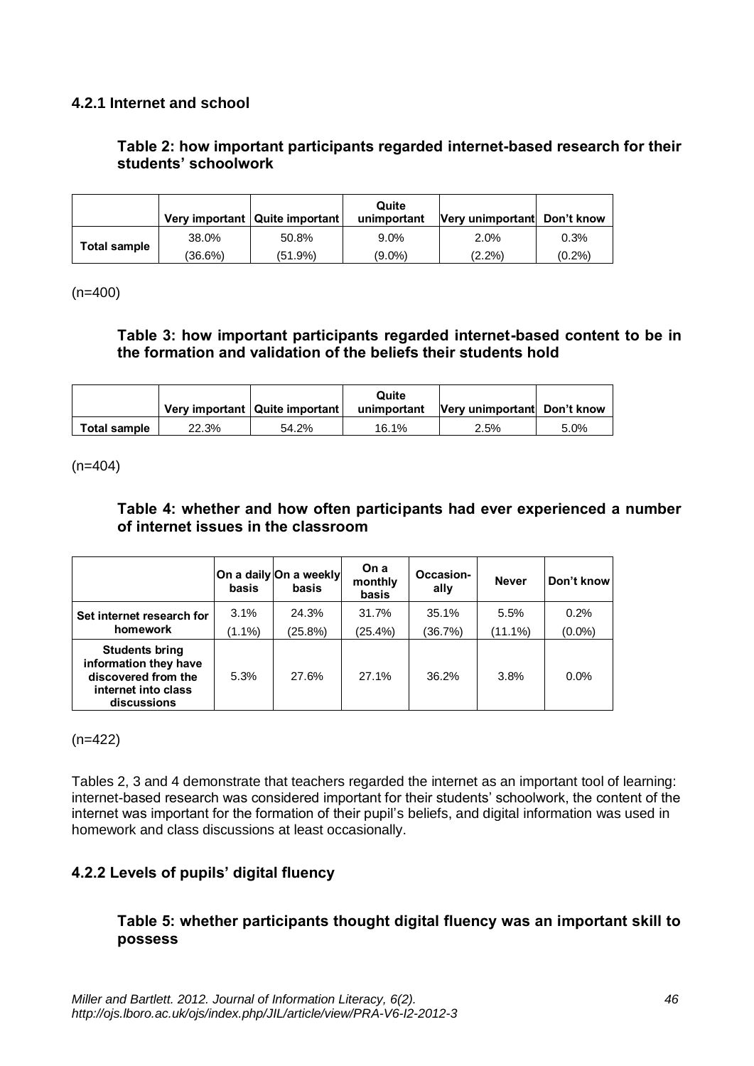### 4.2.1 Internet and school

**Table 2: how important participants regarded internet-based research for their students' schoolwork**

| | Very important | Quite important | Quite unimportant | Very unimportant | Don't know |
|---|---|---|---|---|---|
| **Total sample** | 38.0% | 50.8% | 9.0% | 2.0% | 0.3% |
| | (36.6%) | (51.9%) | (9.0%) | (2.2%) | (0.2%) |

(n=400)

**Table 3: how important participants regarded internet-based content to be in the formation and validation of the beliefs their students hold**

| | Very important | Quite important | Quite unimportant | Very unimportant | Don't know |
|---|---|---|---|---|---|
| **Total sample** | 22.3% | 54.2% | 16.1% | 2.5% | 5.0% |

(n=404)

**Table 4: whether and how often participants had ever experienced a number of internet issues in the classroom**

| | On a daily basis | On a weekly basis | On a monthly basis | Occasion-ally | Never | Don't know |
|---|---|---|---|---|---|---|
| **Set internet research for homework** | 3.1% | 24.3% | 31.7% | 35.1% | 5.5% | 0.2% |
| | (1.1%) | (25.8%) | (25.4%) | (36.7%) | (11.1%) | (0.0%) |
| **Students bring information they have discovered from the internet into class discussions** | 5.3% | 27.6% | 27.1% | 36.2% | 3.8% | 0.0% |

(n=422)

Tables 2, 3 and 4 demonstrate that teachers regarded the internet as an important tool of learning: internet-based research was considered important for their students' schoolwork, the content of the internet was important for the formation of their pupil's beliefs, and digital information was used in homework and class discussions at least occasionally.

### 4.2.2 Levels of pupils' digital fluency

**Table 5: whether participants thought digital fluency was an important skill to possess**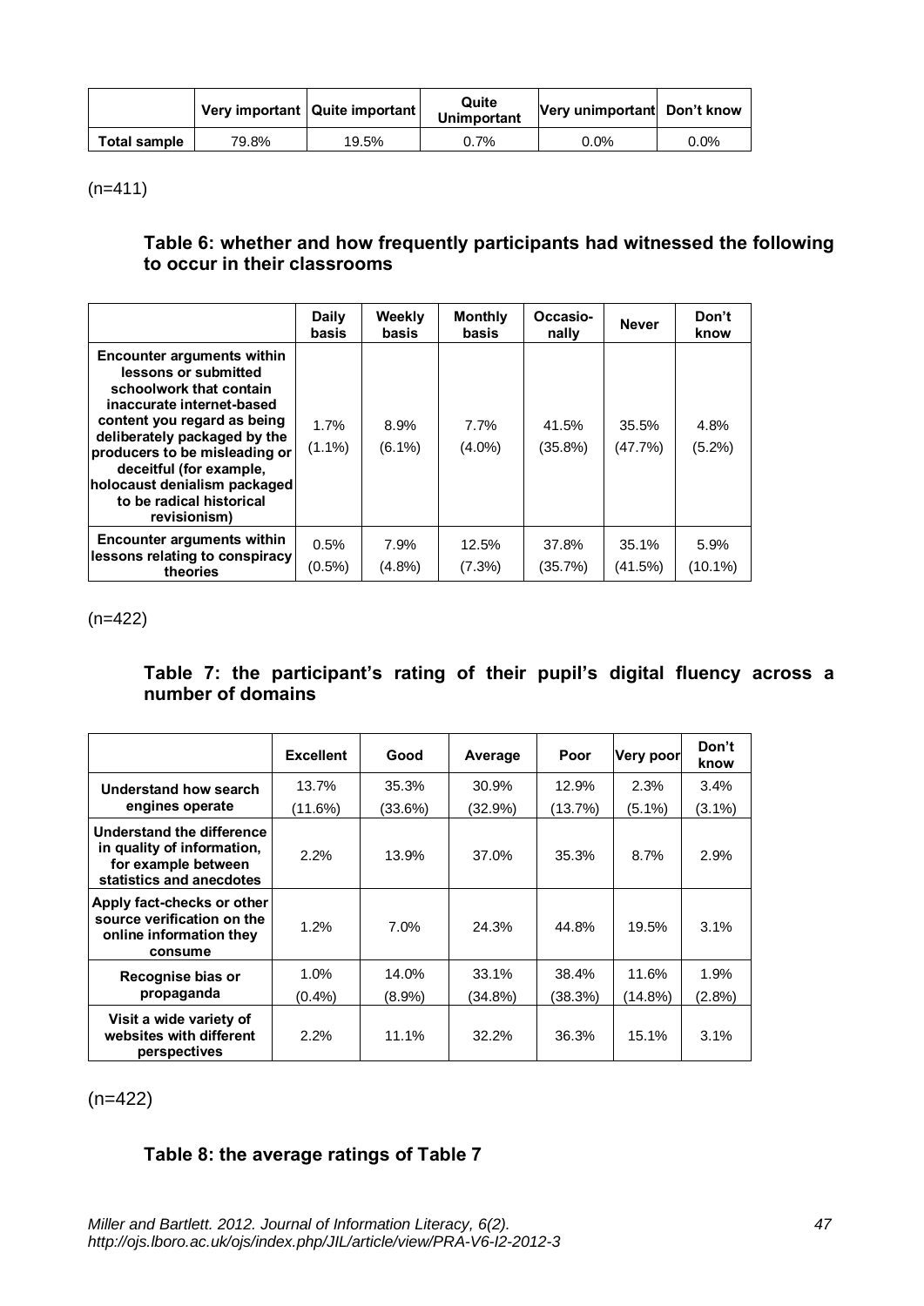| | Very important | Quite important | Quite Unimportant | Very unimportant | Don't know |
|---|---|---|---|---|---|
| Total sample | 79.8% | 19.5% | 0.7% | 0.0% | 0.0% |

(n=411)

### Table 6: whether and how frequently participants had witnessed the following to occur in their classrooms

| | Daily basis | Weekly basis | Monthly basis | Occasio-nally | Never | Don't know |
|---|---|---|---|---|---|---|
| Encounter arguments within lessons or submitted schoolwork that contain inaccurate internet-based content you regard as being deliberately packaged by the producers to be misleading or deceitful (for example, holocaust denialism packaged to be radical historical revisionism) | 1.7% (1.1%) | 8.9% (6.1%) | 7.7% (4.0%) | 41.5% (35.8%) | 35.5% (47.7%) | 4.8% (5.2%) |
| Encounter arguments within lessons relating to conspiracy theories | 0.5% (0.5%) | 7.9% (4.8%) | 12.5% (7.3%) | 37.8% (35.7%) | 35.1% (41.5%) | 5.9% (10.1%) |

(n=422)

### Table 7: the participant's rating of their pupil's digital fluency across a number of domains

| | Excellent | Good | Average | Poor | Very poor | Don't know |
|---|---|---|---|---|---|---|
| Understand how search engines operate | 13.7% (11.6%) | 35.3% (33.6%) | 30.9% (32.9%) | 12.9% (13.7%) | 2.3% (5.1%) | 3.4% (3.1%) |
| Understand the difference in quality of information, for example between statistics and anecdotes | 2.2% | 13.9% | 37.0% | 35.3% | 8.7% | 2.9% |
| Apply fact-checks or other source verification on the online information they consume | 1.2% | 7.0% | 24.3% | 44.8% | 19.5% | 3.1% |
| Recognise bias or propaganda | 1.0% (0.4%) | 14.0% (8.9%) | 33.1% (34.8%) | 38.4% (38.3%) | 11.6% (14.8%) | 1.9% (2.8%) |
| Visit a wide variety of websites with different perspectives | 2.2% | 11.1% | 32.2% | 36.3% | 15.1% | 3.1% |

(n=422)

### Table 8: the average ratings of Table 7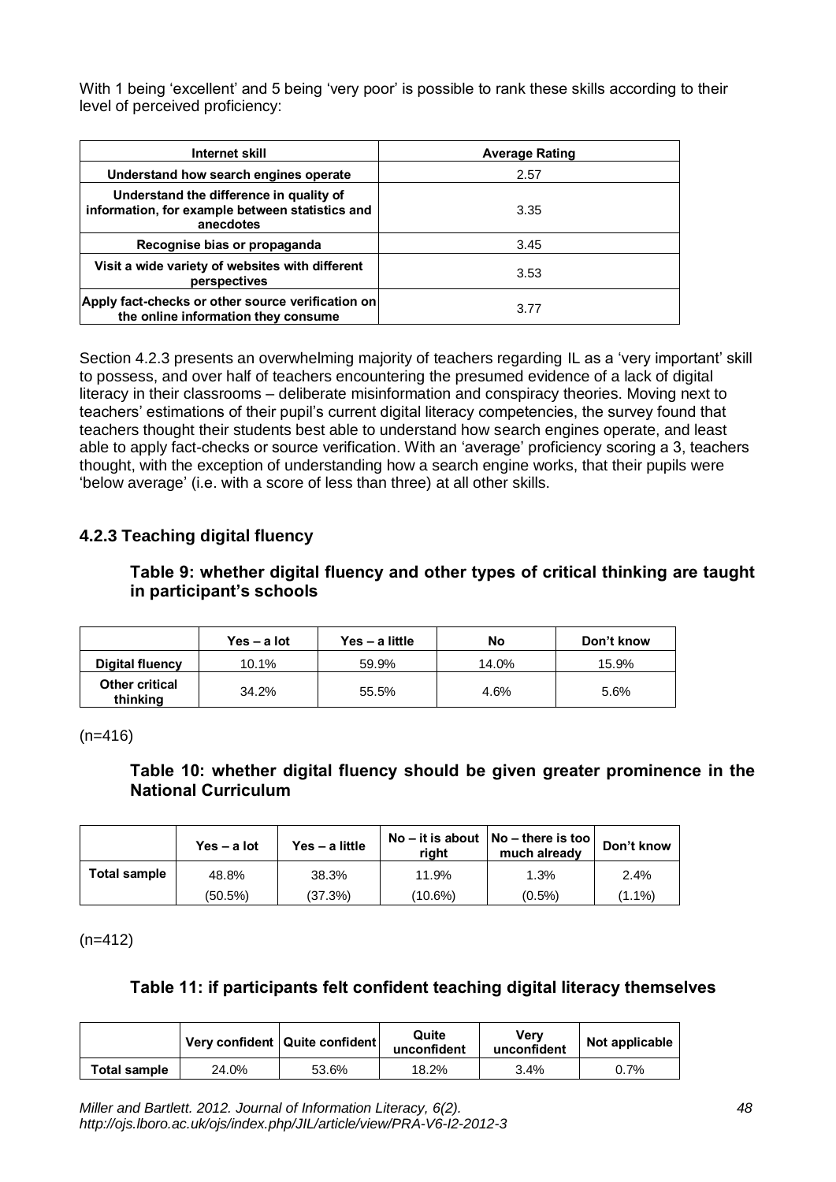With 1 being 'excellent' and 5 being 'very poor' is possible to rank these skills according to their level of perceived proficiency:

| Internet skill | Average Rating |
|---|---|
| Understand how search engines operate | 2.57 |
| Understand the difference in quality of information, for example between statistics and anecdotes | 3.35 |
| Recognise bias or propaganda | 3.45 |
| Visit a wide variety of websites with different perspectives | 3.53 |
| Apply fact-checks or other source verification on the online information they consume | 3.77 |

Section 4.2.3 presents an overwhelming majority of teachers regarding IL as a 'very important' skill to possess, and over half of teachers encountering the presumed evidence of a lack of digital literacy in their classrooms – deliberate misinformation and conspiracy theories. Moving next to teachers' estimations of their pupil's current digital literacy competencies, the survey found that teachers thought their students best able to understand how search engines operate, and least able to apply fact-checks or source verification. With an 'average' proficiency scoring a 3, teachers thought, with the exception of understanding how a search engine works, that their pupils were 'below average' (i.e. with a score of less than three) at all other skills.

### 4.2.3 Teaching digital fluency

**Table 9: whether digital fluency and other types of critical thinking are taught in participant's schools**

| | Yes – a lot | Yes – a little | No | Don't know |
|---|---|---|---|---|
| **Digital fluency** | 10.1% | 59.9% | 14.0% | 15.9% |
| **Other critical thinking** | 34.2% | 55.5% | 4.6% | 5.6% |

(n=416)

**Table 10: whether digital fluency should be given greater prominence in the National Curriculum**

| | Yes – a lot | Yes – a little | No – it is about right | No – there is too much already | Don't know |
|---|---|---|---|---|---|
| **Total sample** | 48.8% | 38.3% | 11.9% | 1.3% | 2.4% |
| | (50.5%) | (37.3%) | (10.6%) | (0.5%) | (1.1%) |

(n=412)

**Table 11: if participants felt confident teaching digital literacy themselves**

| | Very confident | Quite confident | Quite unconfident | Very unconfident | Not applicable |
|---|---|---|---|---|---|
| **Total sample** | 24.0% | 53.6% | 18.2% | 3.4% | 0.7% |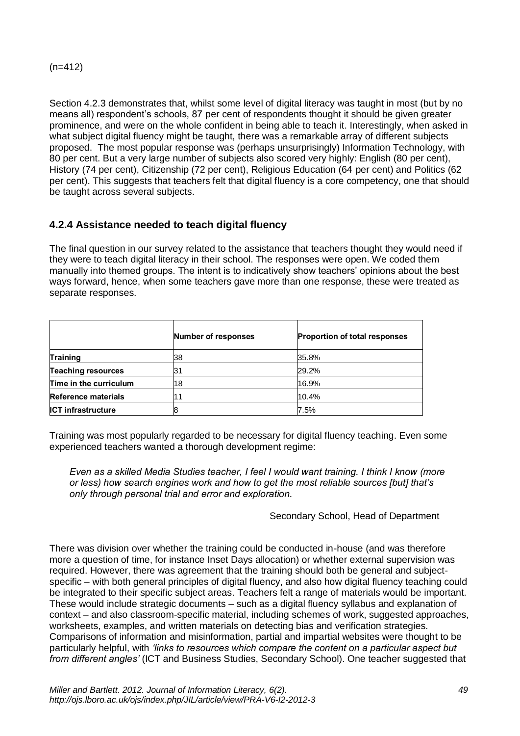(n=412)

Section 4.2.3 demonstrates that, whilst some level of digital literacy was taught in most (but by no means all) respondent's schools, 87 per cent of respondents thought it should be given greater prominence, and were on the whole confident in being able to teach it. Interestingly, when asked in what subject digital fluency might be taught, there was a remarkable array of different subjects proposed. The most popular response was (perhaps unsurprisingly) Information Technology, with 80 per cent. But a very large number of subjects also scored very highly: English (80 per cent), History (74 per cent), Citizenship (72 per cent), Religious Education (64 per cent) and Politics (62 per cent). This suggests that teachers felt that digital fluency is a core competency, one that should be taught across several subjects.

### 4.2.4 Assistance needed to teach digital fluency

The final question in our survey related to the assistance that teachers thought they would need if they were to teach digital literacy in their school. The responses were open. We coded them manually into themed groups. The intent is to indicatively show teachers' opinions about the best ways forward, hence, when some teachers gave more than one response, these were treated as separate responses.

| | Number of responses | Proportion of total responses |
|---|---|---|
| **Training** | 38 | 35.8% |
| **Teaching resources** | 31 | 29.2% |
| **Time in the curriculum** | 18 | 16.9% |
| **Reference materials** | 11 | 10.4% |
| **ICT infrastructure** | 8 | 7.5% |

Training was most popularly regarded to be necessary for digital fluency teaching. Even some experienced teachers wanted a thorough development regime:

> *Even as a skilled Media Studies teacher, I feel I would want training. I think I know (more or less) how search engines work and how to get the most reliable sources [but] that's only through personal trial and error and exploration.*
>
> Secondary School, Head of Department

There was division over whether the training could be conducted in-house (and was therefore more a question of time, for instance Inset Days allocation) or whether external supervision was required. However, there was agreement that the training should both be general and subject-specific – with both general principles of digital fluency, and also how digital fluency teaching could be integrated to their specific subject areas. Teachers felt a range of materials would be important. These would include strategic documents – such as a digital fluency syllabus and explanation of context – and also classroom-specific material, including schemes of work, suggested approaches, worksheets, examples, and written materials on detecting bias and verification strategies. Comparisons of information and misinformation, partial and impartial websites were thought to be particularly helpful, with *'links to resources which compare the content on a particular aspect but from different angles'* (ICT and Business Studies, Secondary School). One teacher suggested that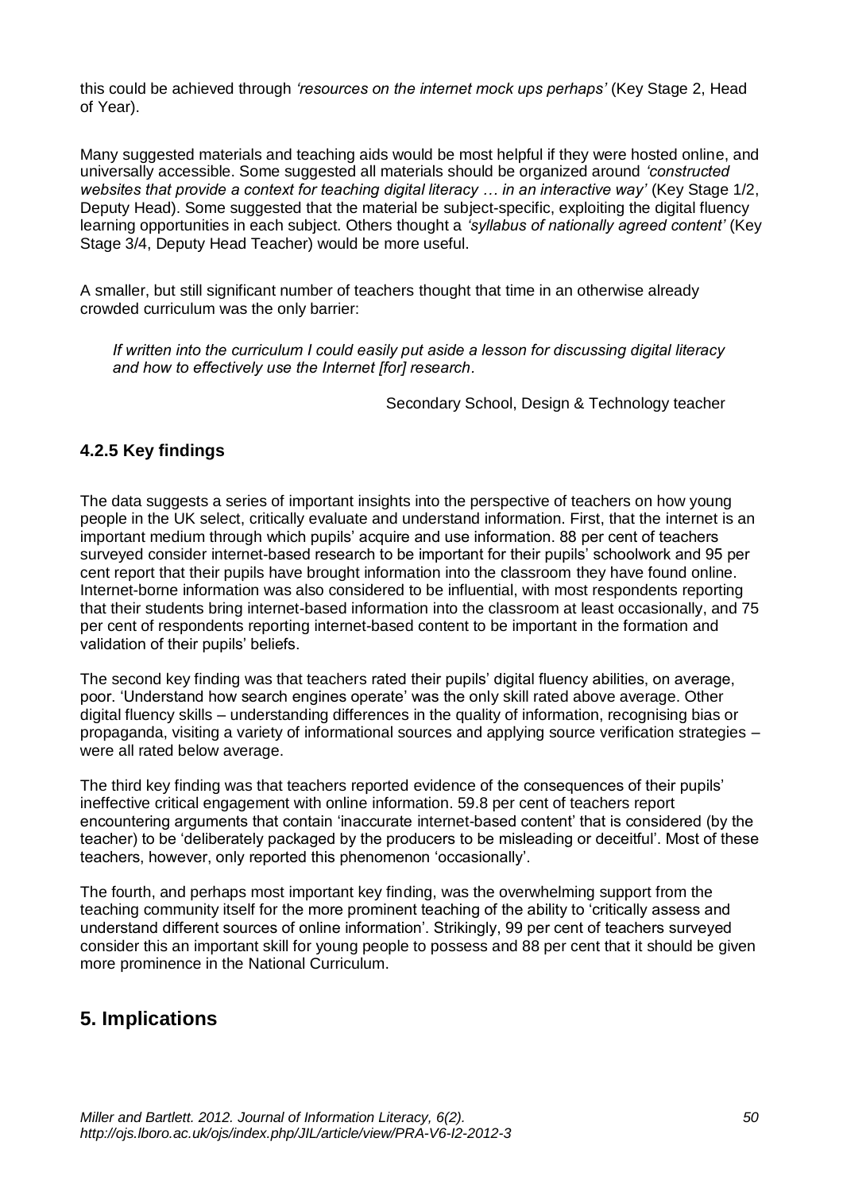this could be achieved through *'resources on the internet mock ups perhaps'* (Key Stage 2, Head of Year).

Many suggested materials and teaching aids would be most helpful if they were hosted online, and universally accessible. Some suggested all materials should be organized around *'constructed websites that provide a context for teaching digital literacy … in an interactive way'* (Key Stage 1/2, Deputy Head). Some suggested that the material be subject-specific, exploiting the digital fluency learning opportunities in each subject. Others thought a *'syllabus of nationally agreed content'* (Key Stage 3/4, Deputy Head Teacher) would be more useful.

A smaller, but still significant number of teachers thought that time in an otherwise already crowded curriculum was the only barrier:

> *If written into the curriculum I could easily put aside a lesson for discussing digital literacy and how to effectively use the Internet [for] research.*
>
> Secondary School, Design & Technology teacher

### 4.2.5 Key findings

The data suggests a series of important insights into the perspective of teachers on how young people in the UK select, critically evaluate and understand information. First, that the internet is an important medium through which pupils' acquire and use information. 88 per cent of teachers surveyed consider internet-based research to be important for their pupils' schoolwork and 95 per cent report that their pupils have brought information into the classroom they have found online. Internet-borne information was also considered to be influential, with most respondents reporting that their students bring internet-based information into the classroom at least occasionally, and 75 per cent of respondents reporting internet-based content to be important in the formation and validation of their pupils' beliefs.

The second key finding was that teachers rated their pupils' digital fluency abilities, on average, poor. 'Understand how search engines operate' was the only skill rated above average. Other digital fluency skills – understanding differences in the quality of information, recognising bias or propaganda, visiting a variety of informational sources and applying source verification strategies – were all rated below average.

The third key finding was that teachers reported evidence of the consequences of their pupils' ineffective critical engagement with online information. 59.8 per cent of teachers report encountering arguments that contain 'inaccurate internet-based content' that is considered (by the teacher) to be 'deliberately packaged by the producers to be misleading or deceitful'. Most of these teachers, however, only reported this phenomenon 'occasionally'.

The fourth, and perhaps most important key finding, was the overwhelming support from the teaching community itself for the more prominent teaching of the ability to 'critically assess and understand different sources of online information'. Strikingly, 99 per cent of teachers surveyed consider this an important skill for young people to possess and 88 per cent that it should be given more prominence in the National Curriculum.

## 5. Implications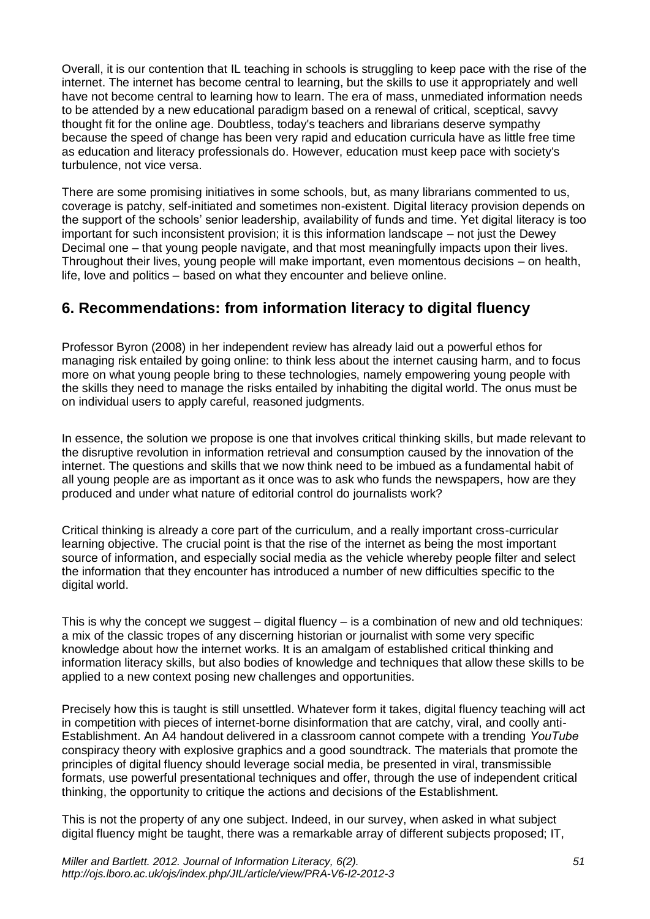Overall, it is our contention that IL teaching in schools is struggling to keep pace with the rise of the internet. The internet has become central to learning, but the skills to use it appropriately and well have not become central to learning how to learn. The era of mass, unmediated information needs to be attended by a new educational paradigm based on a renewal of critical, sceptical, savvy thought fit for the online age. Doubtless, today's teachers and librarians deserve sympathy because the speed of change has been very rapid and education curricula have as little free time as education and literacy professionals do. However, education must keep pace with society's turbulence, not vice versa.

There are some promising initiatives in some schools, but, as many librarians commented to us, coverage is patchy, self-initiated and sometimes non-existent. Digital literacy provision depends on the support of the schools' senior leadership, availability of funds and time. Yet digital literacy is too important for such inconsistent provision; it is this information landscape – not just the Dewey Decimal one – that young people navigate, and that most meaningfully impacts upon their lives. Throughout their lives, young people will make important, even momentous decisions – on health, life, love and politics – based on what they encounter and believe online.

## 6. Recommendations: from information literacy to digital fluency

Professor Byron (2008) in her independent review has already laid out a powerful ethos for managing risk entailed by going online: to think less about the internet causing harm, and to focus more on what young people bring to these technologies, namely empowering young people with the skills they need to manage the risks entailed by inhabiting the digital world. The onus must be on individual users to apply careful, reasoned judgments.

In essence, the solution we propose is one that involves critical thinking skills, but made relevant to the disruptive revolution in information retrieval and consumption caused by the innovation of the internet. The questions and skills that we now think need to be imbued as a fundamental habit of all young people are as important as it once was to ask who funds the newspapers, how are they produced and under what nature of editorial control do journalists work?

Critical thinking is already a core part of the curriculum, and a really important cross-curricular learning objective. The crucial point is that the rise of the internet as being the most important source of information, and especially social media as the vehicle whereby people filter and select the information that they encounter has introduced a number of new difficulties specific to the digital world.

This is why the concept we suggest – digital fluency – is a combination of new and old techniques: a mix of the classic tropes of any discerning historian or journalist with some very specific knowledge about how the internet works. It is an amalgam of established critical thinking and information literacy skills, but also bodies of knowledge and techniques that allow these skills to be applied to a new context posing new challenges and opportunities.

Precisely how this is taught is still unsettled. Whatever form it takes, digital fluency teaching will act in competition with pieces of internet-borne disinformation that are catchy, viral, and coolly anti-Establishment. An A4 handout delivered in a classroom cannot compete with a trending *YouTube* conspiracy theory with explosive graphics and a good soundtrack. The materials that promote the principles of digital fluency should leverage social media, be presented in viral, transmissible formats, use powerful presentational techniques and offer, through the use of independent critical thinking, the opportunity to critique the actions and decisions of the Establishment.

This is not the property of any one subject. Indeed, in our survey, when asked in what subject digital fluency might be taught, there was a remarkable array of different subjects proposed; IT,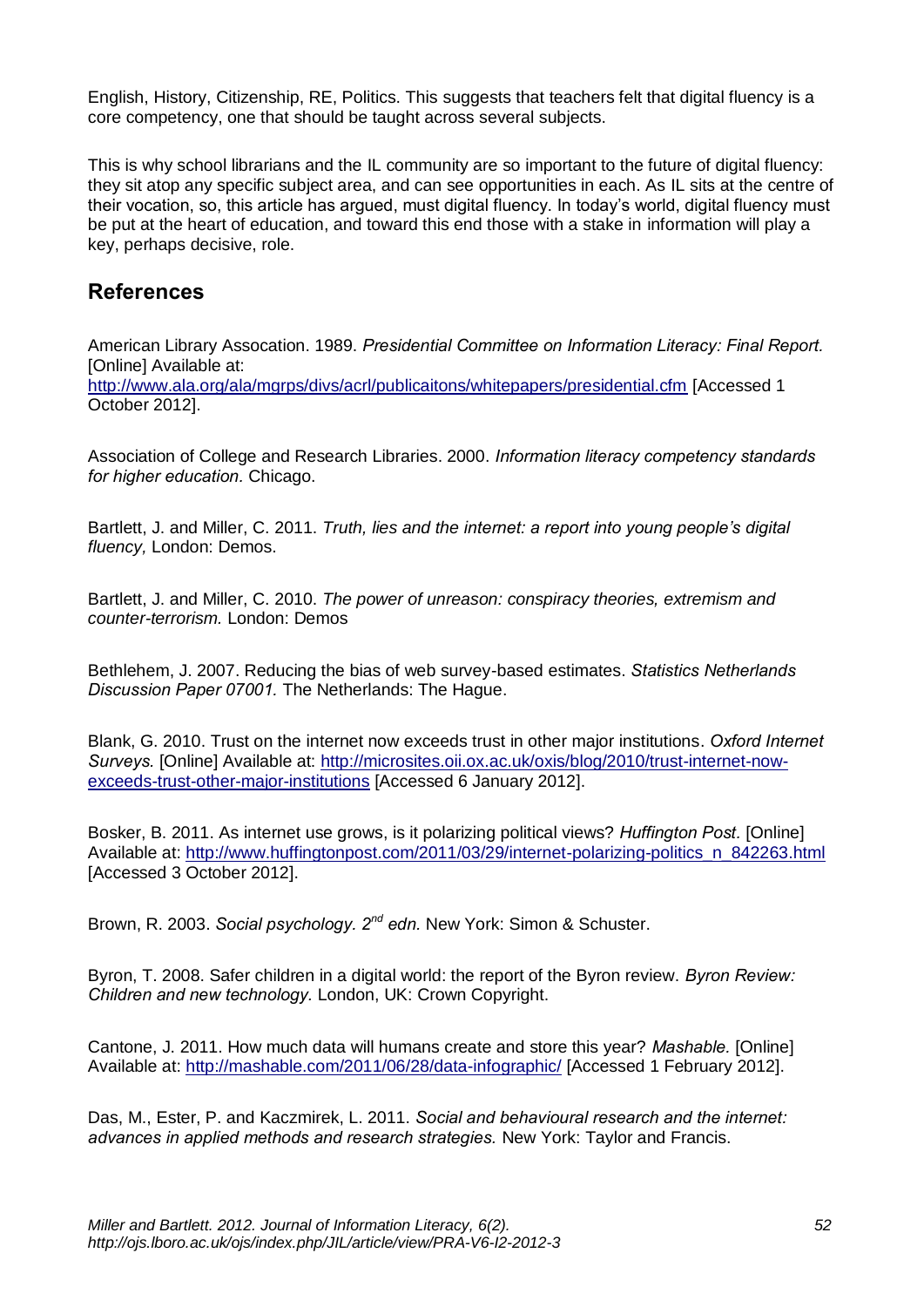English, History, Citizenship, RE, Politics. This suggests that teachers felt that digital fluency is a core competency, one that should be taught across several subjects.

This is why school librarians and the IL community are so important to the future of digital fluency: they sit atop any specific subject area, and can see opportunities in each. As IL sits at the centre of their vocation, so, this article has argued, must digital fluency. In today's world, digital fluency must be put at the heart of education, and toward this end those with a stake in information will play a key, perhaps decisive, role.

## References

American Library Assocation. 1989. *Presidential Committee on Information Literacy: Final Report.* [Online] Available at: http://www.ala.org/ala/mgrps/divs/acrl/publicaitons/whitepapers/presidential.cfm [Accessed 1 October 2012].

Association of College and Research Libraries. 2000. *Information literacy competency standards for higher education.* Chicago.

Bartlett, J. and Miller, C. 2011. *Truth, lies and the internet: a report into young people's digital fluency,* London: Demos.

Bartlett, J. and Miller, C. 2010. *The power of unreason: conspiracy theories, extremism and counter-terrorism.* London: Demos

Bethlehem, J. 2007. Reducing the bias of web survey-based estimates. *Statistics Netherlands Discussion Paper 07001.* The Netherlands: The Hague.

Blank, G. 2010. Trust on the internet now exceeds trust in other major institutions. *Oxford Internet Surveys.* [Online] Available at: http://microsites.oii.ox.ac.uk/oxis/blog/2010/trust-internet-now-exceeds-trust-other-major-institutions [Accessed 6 January 2012].

Bosker, B. 2011. As internet use grows, is it polarizing political views? *Huffington Post.* [Online] Available at: http://www.huffingtonpost.com/2011/03/29/internet-polarizing-politics_n_842263.html [Accessed 3 October 2012].

Brown, R. 2003. *Social psychology. 2nd edn.* New York: Simon & Schuster.

Byron, T. 2008. Safer children in a digital world: the report of the Byron review. *Byron Review: Children and new technology.* London, UK: Crown Copyright.

Cantone, J. 2011. How much data will humans create and store this year? *Mashable.* [Online] Available at: http://mashable.com/2011/06/28/data-infographic/ [Accessed 1 February 2012].

Das, M., Ester, P. and Kaczmirek, L. 2011. *Social and behavioural research and the internet: advances in applied methods and research strategies.* New York: Taylor and Francis.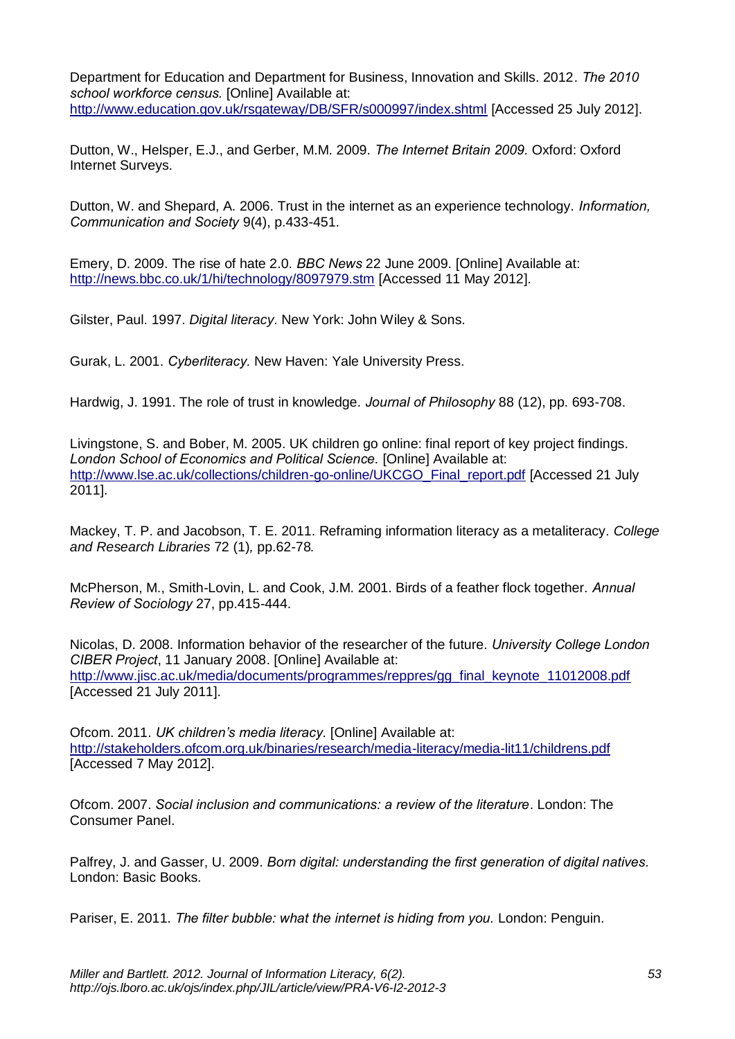Department for Education and Department for Business, Innovation and Skills. 2012. *The 2010 school workforce census.* [Online] Available at: http://www.education.gov.uk/rsgateway/DB/SFR/s000997/index.shtml [Accessed 25 July 2012].

Dutton, W., Helsper, E.J., and Gerber, M.M. 2009. *The Internet Britain 2009.* Oxford: Oxford Internet Surveys.

Dutton, W. and Shepard, A. 2006. Trust in the internet as an experience technology. *Information, Communication and Society* 9(4), p.433-451.

Emery, D. 2009. The rise of hate 2.0. *BBC News* 22 June 2009. [Online] Available at: http://news.bbc.co.uk/1/hi/technology/8097979.stm [Accessed 11 May 2012].

Gilster, Paul. 1997. *Digital literacy*. New York: John Wiley & Sons.

Gurak, L. 2001. *Cyberliteracy.* New Haven: Yale University Press.

Hardwig, J. 1991. The role of trust in knowledge. *Journal of Philosophy* 88 (12), pp. 693-708.

Livingstone, S. and Bober, M. 2005. UK children go online: final report of key project findings. *London School of Economics and Political Science.* [Online] Available at: http://www.lse.ac.uk/collections/children-go-online/UKCGO_Final_report.pdf [Accessed 21 July 2011].

Mackey, T. P. and Jacobson, T. E. 2011. Reframing information literacy as a metaliteracy. *College and Research Libraries* 72 (1), pp.62-78.

McPherson, M., Smith-Lovin, L. and Cook, J.M. 2001. Birds of a feather flock together. *Annual Review of Sociology* 27, pp.415-444.

Nicolas, D. 2008. Information behavior of the researcher of the future. *University College London CIBER Project*, 11 January 2008. [Online] Available at: http://www.jisc.ac.uk/media/documents/programmes/reppres/gg_final_keynote_11012008.pdf [Accessed 21 July 2011].

Ofcom. 2011. *UK children's media literacy.* [Online] Available at: http://stakeholders.ofcom.org.uk/binaries/research/media-literacy/media-lit11/childrens.pdf [Accessed 7 May 2012].

Ofcom. 2007. *Social inclusion and communications: a review of the literature*. London: The Consumer Panel.

Palfrey, J. and Gasser, U. 2009. *Born digital: understanding the first generation of digital natives*. London: Basic Books.

Pariser, E. 2011. *The filter bubble: what the internet is hiding from you.* London: Penguin.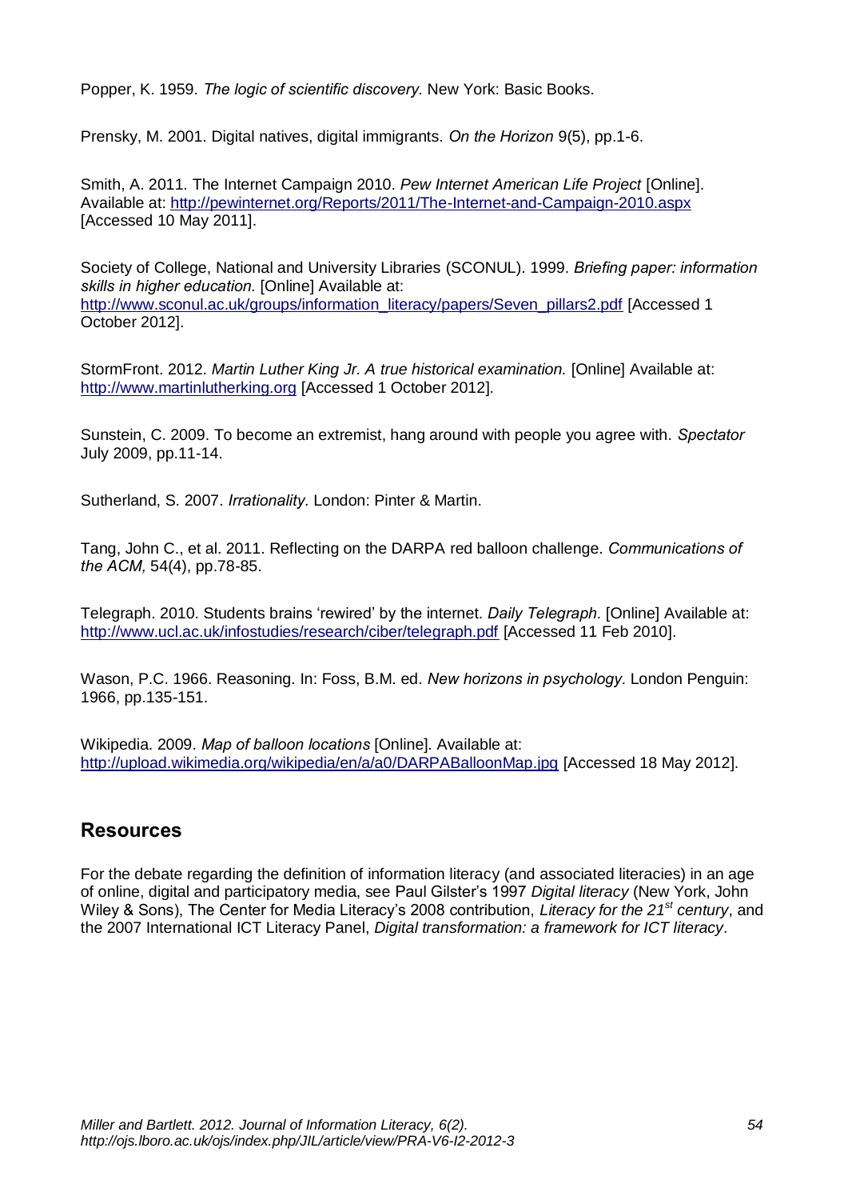Popper, K. 1959. *The logic of scientific discovery.* New York: Basic Books.

Prensky, M. 2001. Digital natives, digital immigrants. *On the Horizon* 9(5), pp.1-6.

Smith, A. 2011. The Internet Campaign 2010. *Pew Internet American Life Project* [Online]. Available at: http://pewinternet.org/Reports/2011/The-Internet-and-Campaign-2010.aspx [Accessed 10 May 2011].

Society of College, National and University Libraries (SCONUL). 1999. *Briefing paper: information skills in higher education.* [Online] Available at: http://www.sconul.ac.uk/groups/information_literacy/papers/Seven_pillars2.pdf [Accessed 1 October 2012].

StormFront. 2012. *Martin Luther King Jr. A true historical examination.* [Online] Available at: http://www.martinlutherking.org [Accessed 1 October 2012].

Sunstein, C. 2009. To become an extremist, hang around with people you agree with. *Spectator* July 2009, pp.11-14.

Sutherland, S. 2007. *Irrationality.* London: Pinter & Martin.

Tang, John C., et al. 2011. Reflecting on the DARPA red balloon challenge. *Communications of the ACM,* 54(4), pp.78-85.

Telegraph. 2010. Students brains 'rewired' by the internet. *Daily Telegraph.* [Online] Available at: http://www.ucl.ac.uk/infostudies/research/ciber/telegraph.pdf [Accessed 11 Feb 2010].

Wason, P.C. 1966. Reasoning. In: Foss, B.M. ed. *New horizons in psychology*. London Penguin: 1966, pp.135-151.

Wikipedia. 2009. *Map of balloon locations* [Online]. Available at: http://upload.wikimedia.org/wikipedia/en/a/a0/DARPABalloonMap.jpg [Accessed 18 May 2012].

## Resources

For the debate regarding the definition of information literacy (and associated literacies) in an age of online, digital and participatory media, see Paul Gilster's 1997 *Digital literacy* (New York, John Wiley & Sons), The Center for Media Literacy's 2008 contribution, *Literacy for the 21st century*, and the 2007 International ICT Literacy Panel, *Digital transformation: a framework for ICT literacy*.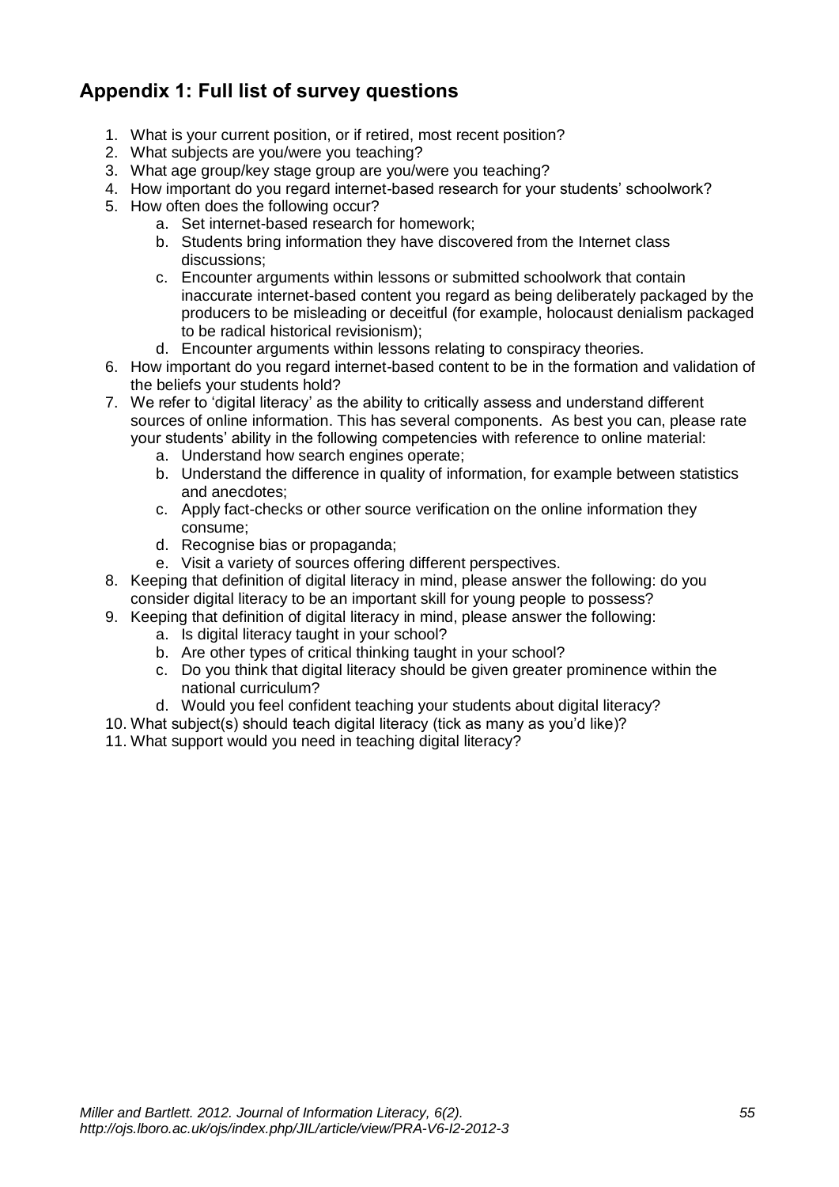## Appendix 1: Full list of survey questions

1. What is your current position, or if retired, most recent position?
2. What subjects are you/were you teaching?
3. What age group/key stage group are you/were you teaching?
4. How important do you regard internet-based research for your students' schoolwork?
5. How often does the following occur?
   a. Set internet-based research for homework;
   b. Students bring information they have discovered from the Internet class discussions;
   c. Encounter arguments within lessons or submitted schoolwork that contain inaccurate internet-based content you regard as being deliberately packaged by the producers to be misleading or deceitful (for example, holocaust denialism packaged to be radical historical revisionism);
   d. Encounter arguments within lessons relating to conspiracy theories.
6. How important do you regard internet-based content to be in the formation and validation of the beliefs your students hold?
7. We refer to 'digital literacy' as the ability to critically assess and understand different sources of online information. This has several components. As best you can, please rate your students' ability in the following competencies with reference to online material:
   a. Understand how search engines operate;
   b. Understand the difference in quality of information, for example between statistics and anecdotes;
   c. Apply fact-checks or other source verification on the online information they consume;
   d. Recognise bias or propaganda;
   e. Visit a variety of sources offering different perspectives.
8. Keeping that definition of digital literacy in mind, please answer the following: do you consider digital literacy to be an important skill for young people to possess?
9. Keeping that definition of digital literacy in mind, please answer the following:
   a. Is digital literacy taught in your school?
   b. Are other types of critical thinking taught in your school?
   c. Do you think that digital literacy should be given greater prominence within the national curriculum?
   d. Would you feel confident teaching your students about digital literacy?
10. What subject(s) should teach digital literacy (tick as many as you'd like)?
11. What support would you need in teaching digital literacy?